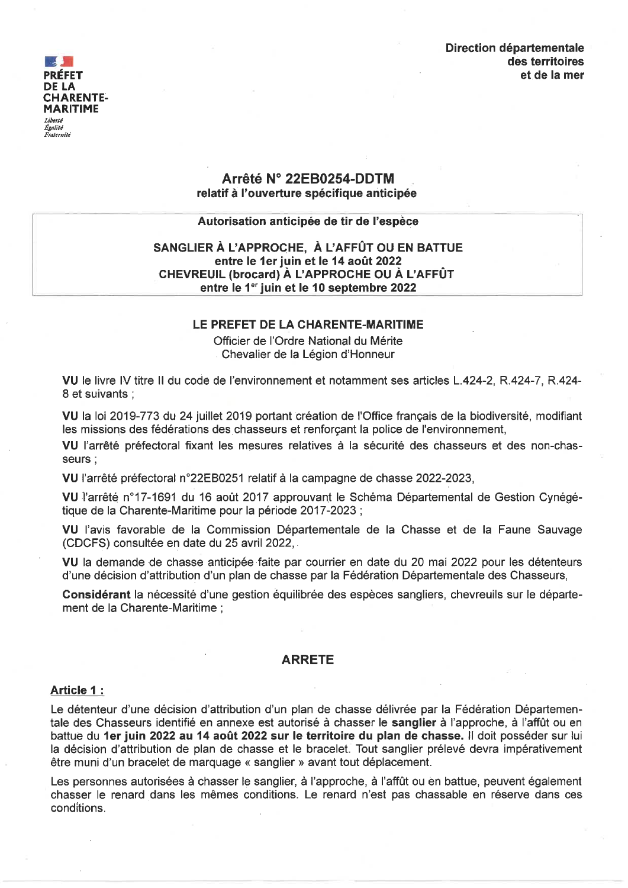**PRÉFET DE LA CHARENTE-MARITIME**
*Liberté Égalité Fraternité*

**Direction départementale des territoires et de la mer**

# Arrêté N° 22EB0254-DDTM

**relatif à l'ouverture spécifique anticipée**

**Autorisation anticipée de tir de l'espèce**

**SANGLIER À L'APPROCHE, À L'AFFÛT OU EN BATTUE**
**entre le 1er juin et le 14 août 2022**
**CHEVREUIL (brocard) À L'APPROCHE OU À L'AFFÛT**
**entre le 1er juin et le 10 septembre 2022**

**LE PREFET DE LA CHARENTE-MARITIME**

Officier de l'Ordre National du Mérite
Chevalier de la Légion d'Honneur

**VU** le livre IV titre II du code de l'environnement et notamment ses articles L.424-2, R.424-7, R.424-8 et suivants ;

**VU** la loi 2019-773 du 24 juillet 2019 portant création de l'Office français de la biodiversité, modifiant les missions des fédérations des chasseurs et renforçant la police de l'environnement,

**VU** l'arrêté préfectoral fixant les mesures relatives à la sécurité des chasseurs et des non-chasseurs ;

**VU** l'arrêté préfectoral n°22EB0251 relatif à la campagne de chasse 2022-2023,

**VU** l'arrêté n°17-1691 du 16 août 2017 approuvant le Schéma Départemental de Gestion Cynégétique de la Charente-Maritime pour la période 2017-2023 ;

**VU** l'avis favorable de la Commission Départementale de la Chasse et de la Faune Sauvage (CDCFS) consultée en date du 25 avril 2022,

**VU** la demande de chasse anticipée faite par courrier en date du 20 mai 2022 pour les détenteurs d'une décision d'attribution d'un plan de chasse par la Fédération Départementale des Chasseurs,

**Considérant** la nécessité d'une gestion équilibrée des espèces sangliers, chevreuils sur le département de la Charente-Maritime ;

## ARRETE

### Article 1 :

Le détenteur d'une décision d'attribution d'un plan de chasse délivrée par la Fédération Départementale des Chasseurs identifié en annexe est autorisé à chasser le **sanglier** à l'approche, à l'affût ou en battue du **1er juin 2022 au 14 août 2022 sur le territoire du plan de chasse.** Il doit posséder sur lui la décision d'attribution de plan de chasse et le bracelet. Tout sanglier prélevé devra impérativement être muni d'un bracelet de marquage « sanglier » avant tout déplacement.

Les personnes autorisées à chasser le sanglier, à l'approche, à l'affût ou en battue, peuvent également chasser le renard dans les mêmes conditions. Le renard n'est pas chassable en réserve dans ces conditions.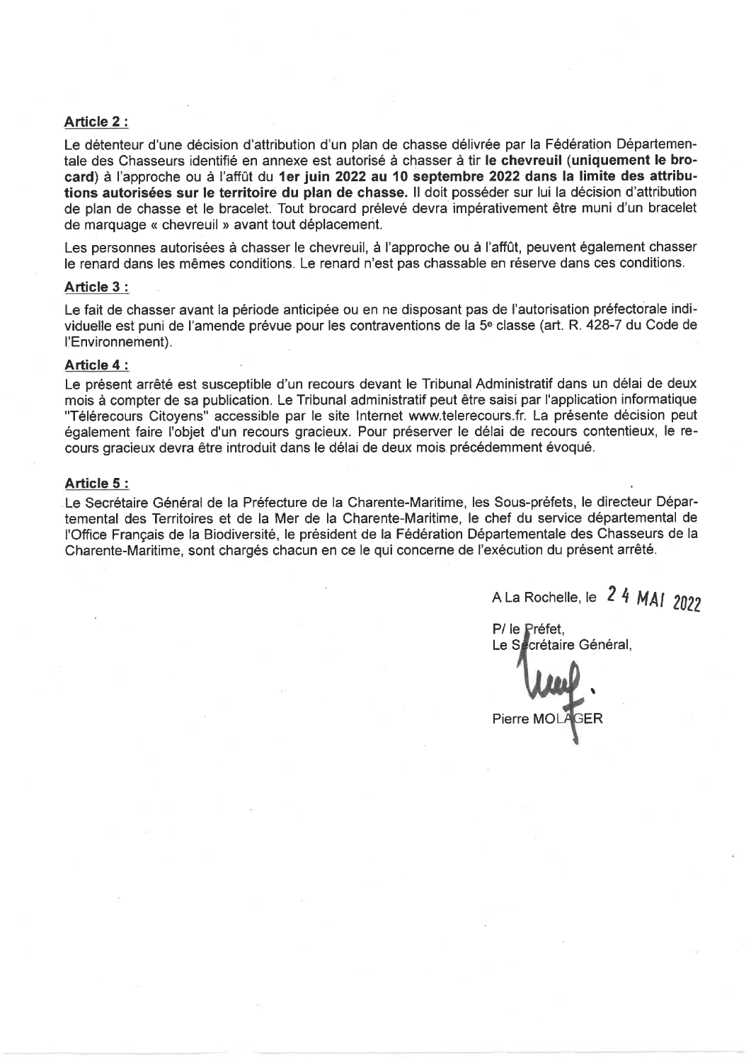**Article 2 :**

Le détenteur d'une décision d'attribution d'un plan de chasse délivrée par la Fédération Départementale des Chasseurs identifié en annexe est autorisé à chasser à tir **le chevreuil (uniquement le brocard)** à l'approche ou à l'affût du **1er juin 2022 au 10 septembre 2022 dans la limite des attributions autorisées sur le territoire du plan de chasse.** Il doit posséder sur lui la décision d'attribution de plan de chasse et le bracelet. Tout brocard prélevé devra impérativement être muni d'un bracelet de marquage « chevreuil » avant tout déplacement.

Les personnes autorisées à chasser le chevreuil, à l'approche ou à l'affût, peuvent également chasser le renard dans les mêmes conditions. Le renard n'est pas chassable en réserve dans ces conditions.

**Article 3 :**

Le fait de chasser avant la période anticipée ou en ne disposant pas de l'autorisation préfectorale individuelle est puni de l'amende prévue pour les contraventions de la 5e classe (art. R. 428-7 du Code de l'Environnement).

**Article 4 :**

Le présent arrêté est susceptible d'un recours devant le Tribunal Administratif dans un délai de deux mois à compter de sa publication. Le Tribunal administratif peut être saisi par l'application informatique "Télérecours Citoyens" accessible par le site Internet www.telerecours.fr. La présente décision peut également faire l'objet d'un recours gracieux. Pour préserver le délai de recours contentieux, le recours gracieux devra être introduit dans le délai de deux mois précédemment évoqué.

**Article 5 :**

Le Secrétaire Général de la Préfecture de la Charente-Maritime, les Sous-préfets, le directeur Départemental des Territoires et de la Mer de la Charente-Maritime, le chef du service départemental de l'Office Français de la Biodiversité, le président de la Fédération Départementale des Chasseurs de la Charente-Maritime, sont chargés chacun en ce le qui concerne de l'exécution du présent arrêté.

A La Rochelle, le 24 MAI 2022

P/ le Préfet,
Le Secrétaire Général,

Pierre MOLAGER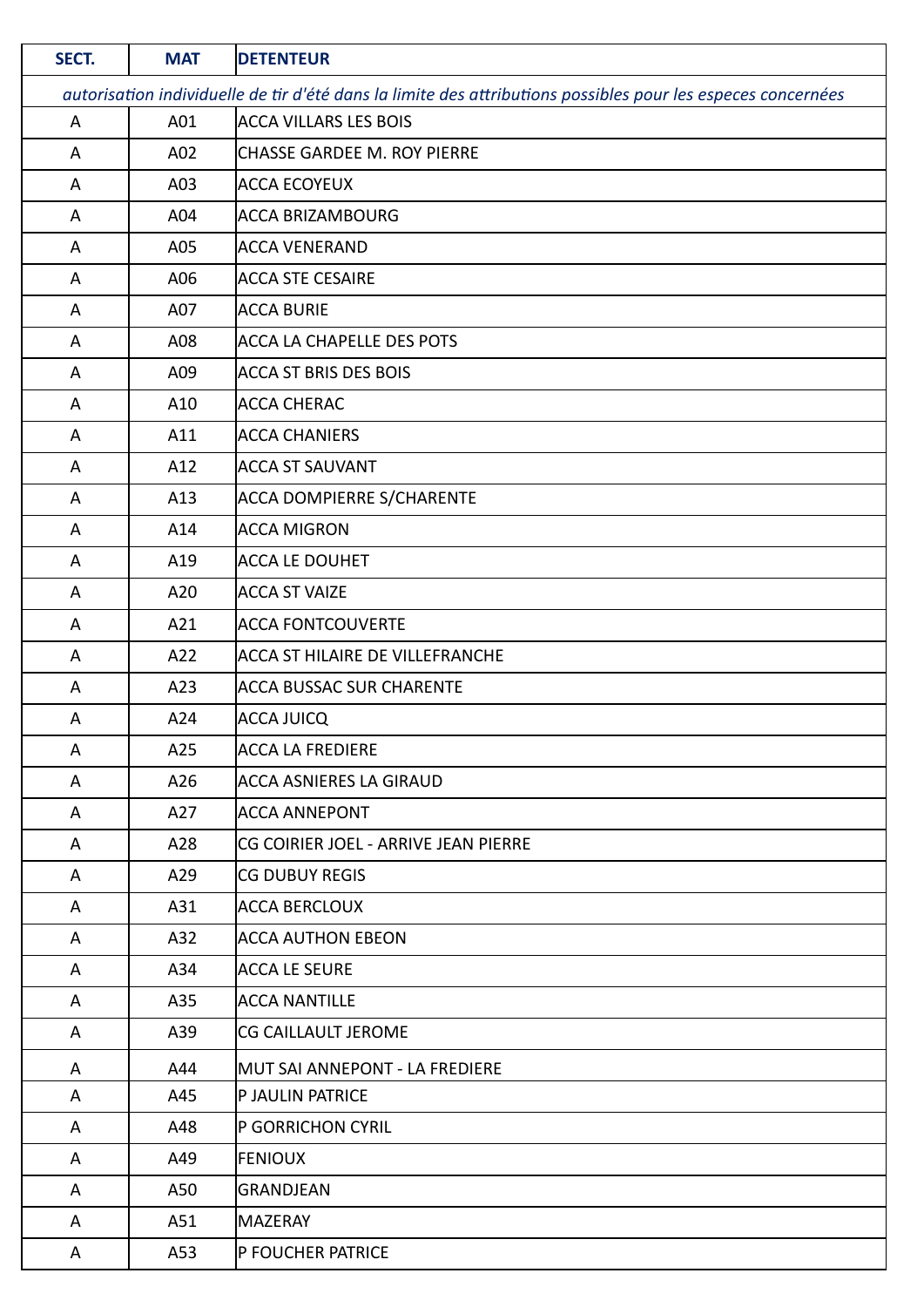| SECT. | MAT | DETENTEUR |
|---|---|---|
| *autorisation individuelle de tir d'été dans la limite des attributions possibles pour les especes concernées* | | |
| A | A01 | ACCA VILLARS LES BOIS |
| A | A02 | CHASSE GARDEE M. ROY PIERRE |
| A | A03 | ACCA ECOYEUX |
| A | A04 | ACCA BRIZAMBOURG |
| A | A05 | ACCA VENERAND |
| A | A06 | ACCA STE CESAIRE |
| A | A07 | ACCA BURIE |
| A | A08 | ACCA LA CHAPELLE DES POTS |
| A | A09 | ACCA ST BRIS DES BOIS |
| A | A10 | ACCA CHERAC |
| A | A11 | ACCA CHANIERS |
| A | A12 | ACCA ST SAUVANT |
| A | A13 | ACCA DOMPIERRE S/CHARENTE |
| A | A14 | ACCA MIGRON |
| A | A19 | ACCA LE DOUHET |
| A | A20 | ACCA ST VAIZE |
| A | A21 | ACCA FONTCOUVERTE |
| A | A22 | ACCA ST HILAIRE DE VILLEFRANCHE |
| A | A23 | ACCA BUSSAC SUR CHARENTE |
| A | A24 | ACCA JUICQ |
| A | A25 | ACCA LA FREDIERE |
| A | A26 | ACCA ASNIERES LA GIRAUD |
| A | A27 | ACCA ANNEPONT |
| A | A28 | CG COIRIER JOEL - ARRIVE JEAN PIERRE |
| A | A29 | CG DUBUY REGIS |
| A | A31 | ACCA BERCLOUX |
| A | A32 | ACCA AUTHON EBEON |
| A | A34 | ACCA LE SEURE |
| A | A35 | ACCA NANTILLE |
| A | A39 | CG CAILLAULT JEROME |
| A | A44 | MUT SAI ANNEPONT - LA FREDIERE |
| A | A45 | P JAULIN PATRICE |
| A | A48 | P GORRICHON CYRIL |
| A | A49 | FENIOUX |
| A | A50 | GRANDJEAN |
| A | A51 | MAZERAY |
| A | A53 | P FOUCHER PATRICE |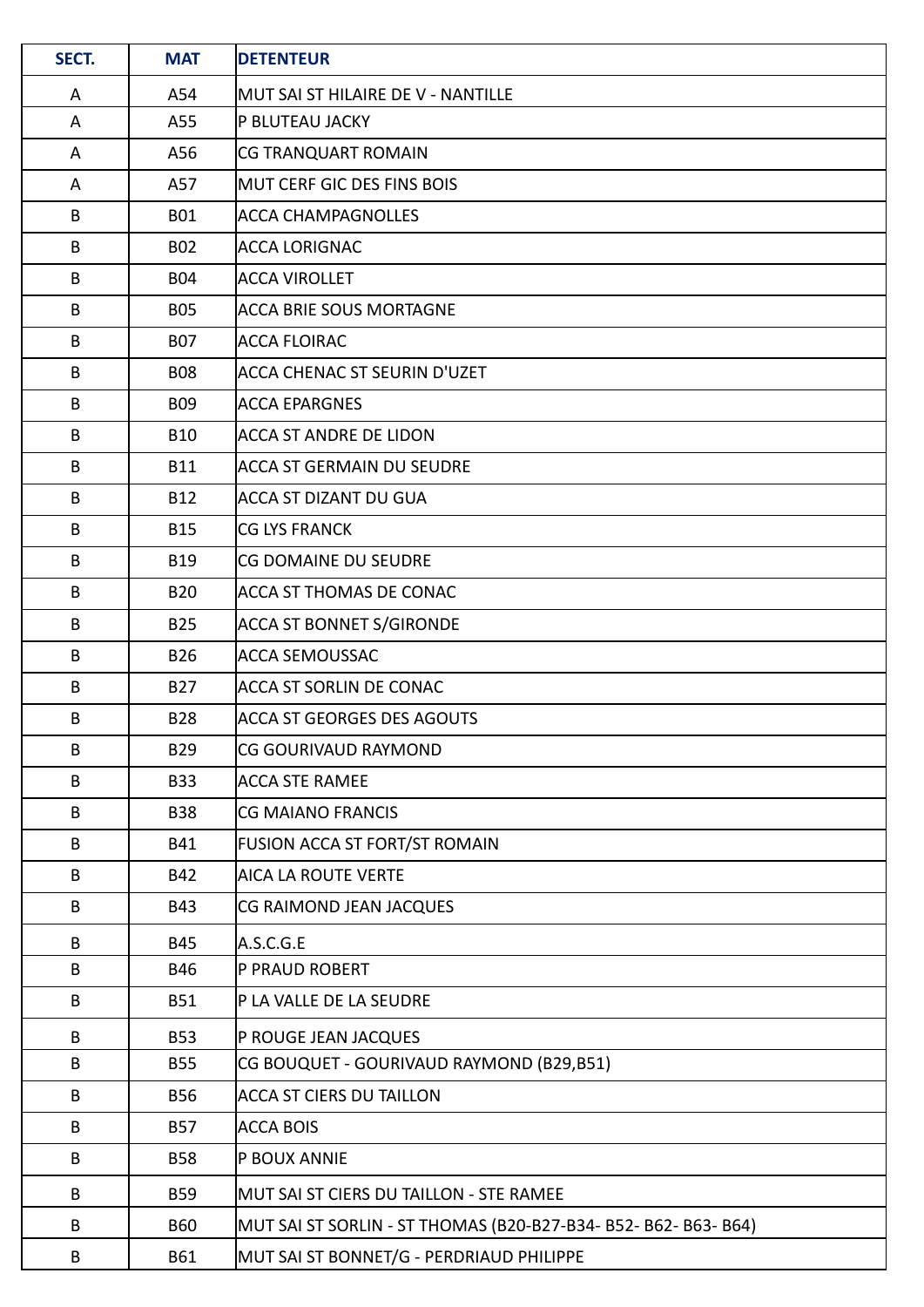| SECT. | MAT | DETENTEUR |
|---|---|---|
| A | A54 | MUT SAI ST HILAIRE DE V - NANTILLE |
| A | A55 | P BLUTEAU JACKY |
| A | A56 | CG TRANQUART ROMAIN |
| A | A57 | MUT CERF GIC DES FINS BOIS |
| B | B01 | ACCA CHAMPAGNOLLES |
| B | B02 | ACCA LORIGNAC |
| B | B04 | ACCA VIROLLET |
| B | B05 | ACCA BRIE SOUS MORTAGNE |
| B | B07 | ACCA FLOIRAC |
| B | B08 | ACCA CHENAC ST SEURIN D'UZET |
| B | B09 | ACCA EPARGNES |
| B | B10 | ACCA ST ANDRE DE LIDON |
| B | B11 | ACCA ST GERMAIN DU SEUDRE |
| B | B12 | ACCA ST DIZANT DU GUA |
| B | B15 | CG LYS FRANCK |
| B | B19 | CG DOMAINE DU SEUDRE |
| B | B20 | ACCA ST THOMAS DE CONAC |
| B | B25 | ACCA ST BONNET S/GIRONDE |
| B | B26 | ACCA SEMOUSSAC |
| B | B27 | ACCA ST SORLIN DE CONAC |
| B | B28 | ACCA ST GEORGES DES AGOUTS |
| B | B29 | CG GOURIVAUD RAYMOND |
| B | B33 | ACCA STE RAMEE |
| B | B38 | CG MAIANO FRANCIS |
| B | B41 | FUSION ACCA ST FORT/ST ROMAIN |
| B | B42 | AICA LA ROUTE VERTE |
| B | B43 | CG RAIMOND JEAN JACQUES |
| B | B45 | A.S.C.G.E |
| B | B46 | P PRAUD ROBERT |
| B | B51 | P LA VALLE DE LA SEUDRE |
| B | B53 | P ROUGE JEAN JACQUES |
| B | B55 | CG BOUQUET - GOURIVAUD RAYMOND (B29,B51) |
| B | B56 | ACCA ST CIERS DU TAILLON |
| B | B57 | ACCA BOIS |
| B | B58 | P BOUX ANNIE |
| B | B59 | MUT SAI ST CIERS DU TAILLON - STE RAMEE |
| B | B60 | MUT SAI ST SORLIN - ST THOMAS (B20-B27-B34- B52- B62- B63- B64) |
| B | B61 | MUT SAI ST BONNET/G - PERDRIAUD PHILIPPE |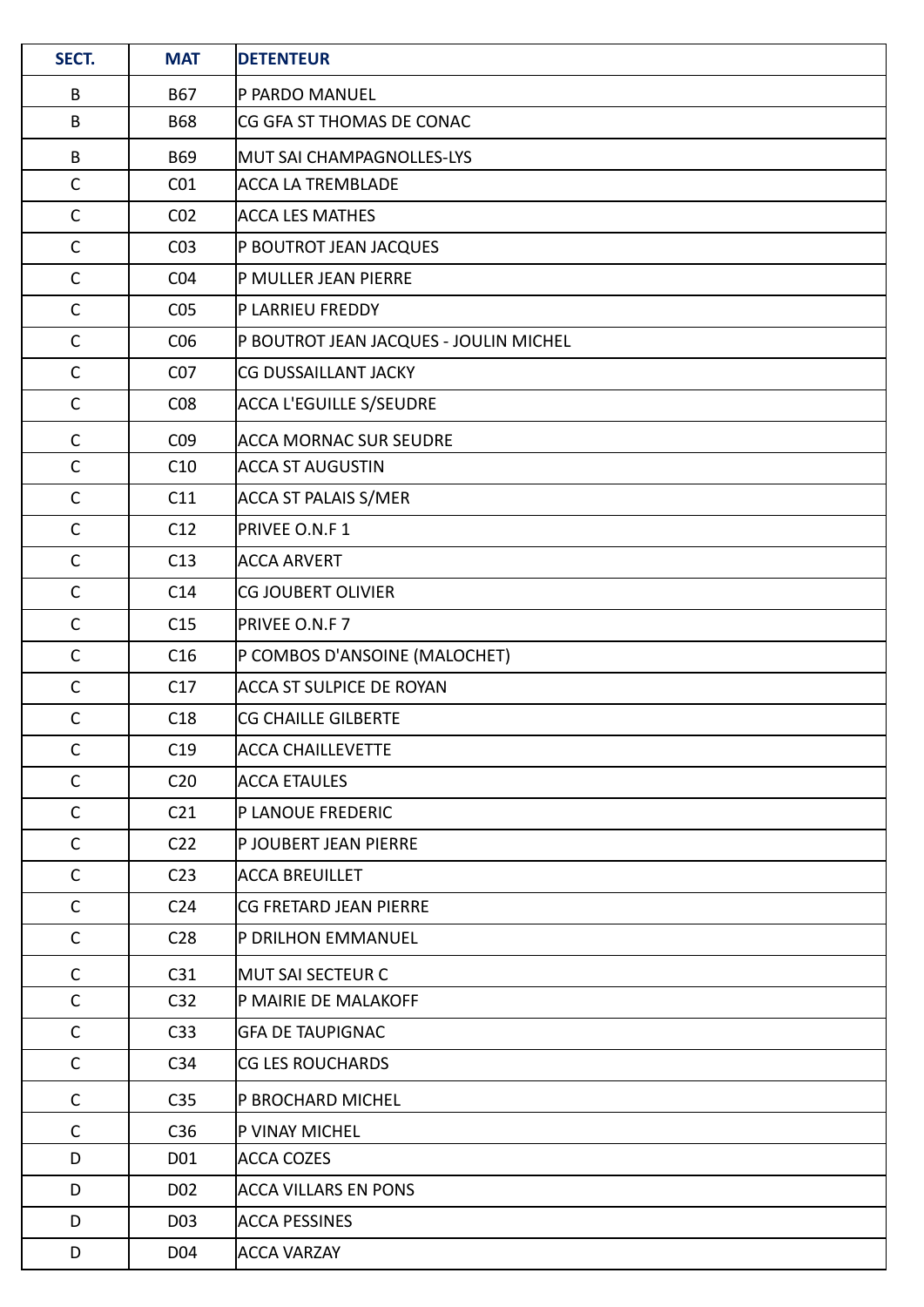| SECT. | MAT | DETENTEUR |
|---|---|---|
| B | B67 | P PARDO MANUEL |
| B | B68 | CG GFA ST THOMAS DE CONAC |
| B | B69 | MUT SAI CHAMPAGNOLLES-LYS |
| C | C01 | ACCA LA TREMBLADE |
| C | C02 | ACCA LES MATHES |
| C | C03 | P BOUTROT JEAN JACQUES |
| C | C04 | P MULLER JEAN PIERRE |
| C | C05 | P LARRIEU FREDDY |
| C | C06 | P BOUTROT JEAN JACQUES - JOULIN MICHEL |
| C | C07 | CG DUSSAILLANT JACKY |
| C | C08 | ACCA L'EGUILLE S/SEUDRE |
| C | C09 | ACCA MORNAC SUR SEUDRE |
| C | C10 | ACCA ST AUGUSTIN |
| C | C11 | ACCA ST PALAIS S/MER |
| C | C12 | PRIVEE O.N.F 1 |
| C | C13 | ACCA ARVERT |
| C | C14 | CG JOUBERT OLIVIER |
| C | C15 | PRIVEE O.N.F 7 |
| C | C16 | P COMBOS D'ANSOINE (MALOCHET) |
| C | C17 | ACCA ST SULPICE DE ROYAN |
| C | C18 | CG CHAILLE GILBERTE |
| C | C19 | ACCA CHAILLEVETTE |
| C | C20 | ACCA ETAULES |
| C | C21 | P LANOUE FREDERIC |
| C | C22 | P JOUBERT JEAN PIERRE |
| C | C23 | ACCA BREUILLET |
| C | C24 | CG FRETARD JEAN PIERRE |
| C | C28 | P DRILHON EMMANUEL |
| C | C31 | MUT SAI SECTEUR C |
| C | C32 | P MAIRIE DE MALAKOFF |
| C | C33 | GFA DE TAUPIGNAC |
| C | C34 | CG LES ROUCHARDS |
| C | C35 | P BROCHARD MICHEL |
| C | C36 | P VINAY MICHEL |
| D | D01 | ACCA COZES |
| D | D02 | ACCA VILLARS EN PONS |
| D | D03 | ACCA PESSINES |
| D | D04 | ACCA VARZAY |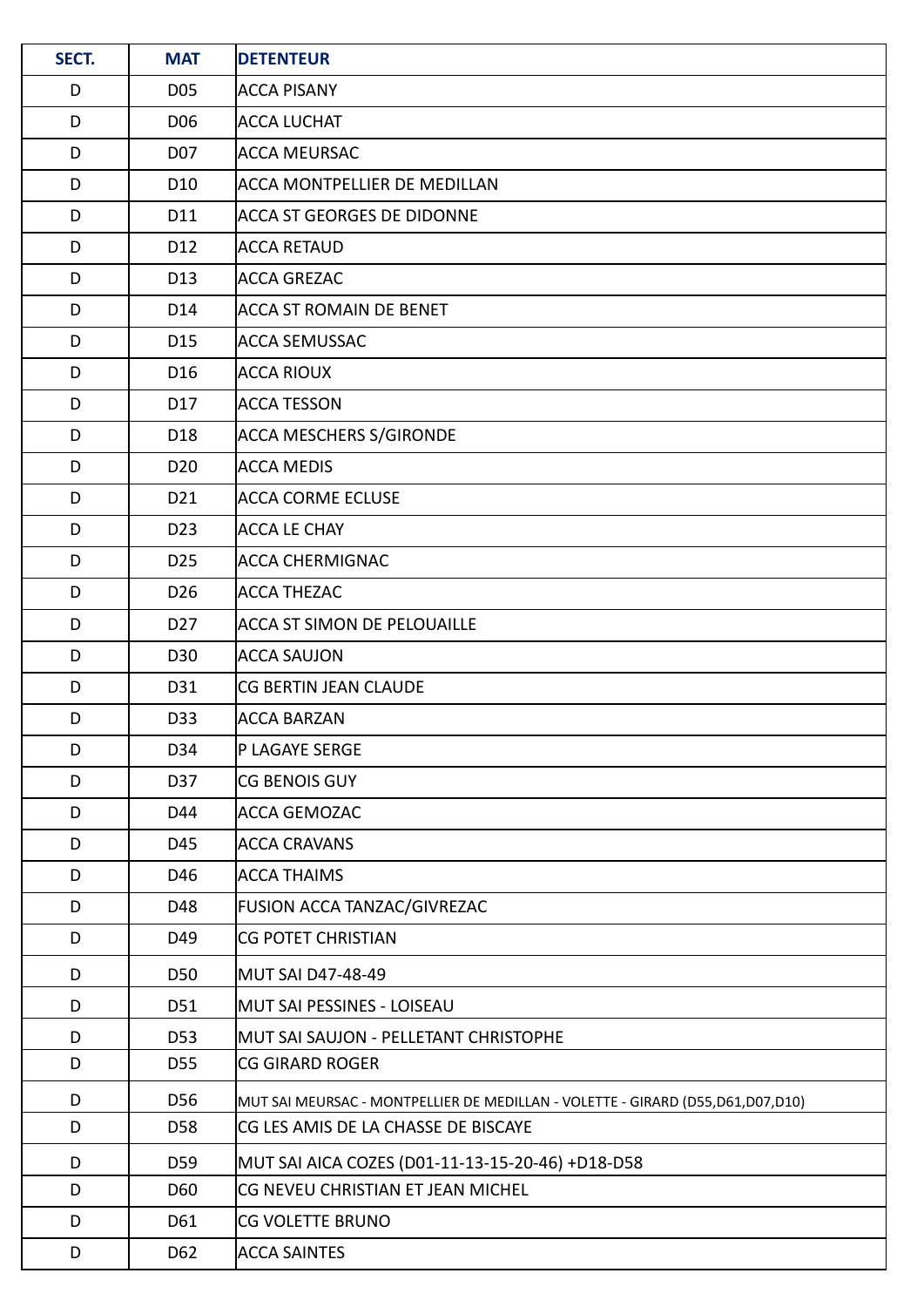| SECT. | MAT | DETENTEUR |
|---|---|---|
| D | D05 | ACCA PISANY |
| D | D06 | ACCA LUCHAT |
| D | D07 | ACCA MEURSAC |
| D | D10 | ACCA MONTPELLIER DE MEDILLAN |
| D | D11 | ACCA ST GEORGES DE DIDONNE |
| D | D12 | ACCA RETAUD |
| D | D13 | ACCA GREZAC |
| D | D14 | ACCA ST ROMAIN DE BENET |
| D | D15 | ACCA SEMUSSAC |
| D | D16 | ACCA RIOUX |
| D | D17 | ACCA TESSON |
| D | D18 | ACCA MESCHERS S/GIRONDE |
| D | D20 | ACCA MEDIS |
| D | D21 | ACCA CORME ECLUSE |
| D | D23 | ACCA LE CHAY |
| D | D25 | ACCA CHERMIGNAC |
| D | D26 | ACCA THEZAC |
| D | D27 | ACCA ST SIMON DE PELOUAILLE |
| D | D30 | ACCA SAUJON |
| D | D31 | CG BERTIN JEAN CLAUDE |
| D | D33 | ACCA BARZAN |
| D | D34 | P LAGAYE SERGE |
| D | D37 | CG BENOIS GUY |
| D | D44 | ACCA GEMOZAC |
| D | D45 | ACCA CRAVANS |
| D | D46 | ACCA THAIMS |
| D | D48 | FUSION ACCA TANZAC/GIVREZAC |
| D | D49 | CG POTET CHRISTIAN |
| D | D50 | MUT SAI D47-48-49 |
| D | D51 | MUT SAI PESSINES - LOISEAU |
| D | D53 | MUT SAI SAUJON - PELLETANT CHRISTOPHE |
| D | D55 | CG GIRARD ROGER |
| D | D56 | MUT SAI MEURSAC - MONTPELLIER DE MEDILLAN - VOLETTE - GIRARD (D55,D61,D07,D10) |
| D | D58 | CG LES AMIS DE LA CHASSE DE BISCAYE |
| D | D59 | MUT SAI AICA COZES (D01-11-13-15-20-46) +D18-D58 |
| D | D60 | CG NEVEU CHRISTIAN ET JEAN MICHEL |
| D | D61 | CG VOLETTE BRUNO |
| D | D62 | ACCA SAINTES |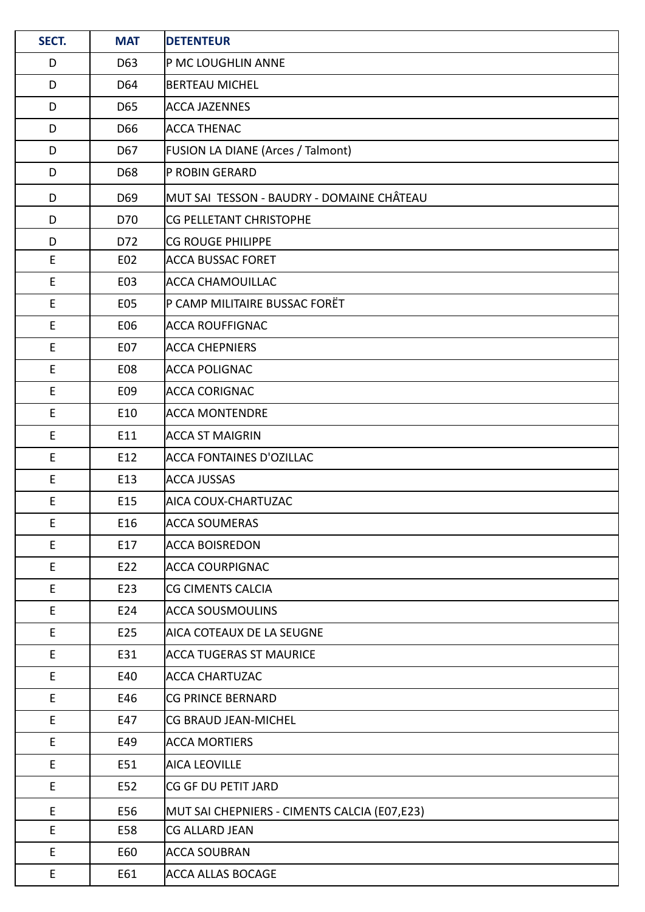| SECT. | MAT | DETENTEUR |
|---|---|---|
| D | D63 | P MC LOUGHLIN ANNE |
| D | D64 | BERTEAU MICHEL |
| D | D65 | ACCA JAZENNES |
| D | D66 | ACCA THENAC |
| D | D67 | FUSION LA DIANE (Arces / Talmont) |
| D | D68 | P ROBIN GERARD |
| D | D69 | MUT SAI TESSON - BAUDRY - DOMAINE CHÂTEAU |
| D | D70 | CG PELLETANT CHRISTOPHE |
| D | D72 | CG ROUGE PHILIPPE |
| E | E02 | ACCA BUSSAC FORET |
| E | E03 | ACCA CHAMOUILLAC |
| E | E05 | P CAMP MILITAIRE BUSSAC FORËT |
| E | E06 | ACCA ROUFFIGNAC |
| E | E07 | ACCA CHEPNIERS |
| E | E08 | ACCA POLIGNAC |
| E | E09 | ACCA CORIGNAC |
| E | E10 | ACCA MONTENDRE |
| E | E11 | ACCA ST MAIGRIN |
| E | E12 | ACCA FONTAINES D'OZILLAC |
| E | E13 | ACCA JUSSAS |
| E | E15 | AICA COUX-CHARTUZAC |
| E | E16 | ACCA SOUMERAS |
| E | E17 | ACCA BOISREDON |
| E | E22 | ACCA COURPIGNAC |
| E | E23 | CG CIMENTS CALCIA |
| E | E24 | ACCA SOUSMOULINS |
| E | E25 | AICA COTEAUX DE LA SEUGNE |
| E | E31 | ACCA TUGERAS ST MAURICE |
| E | E40 | ACCA CHARTUZAC |
| E | E46 | CG PRINCE BERNARD |
| E | E47 | CG BRAUD JEAN-MICHEL |
| E | E49 | ACCA MORTIERS |
| E | E51 | AICA LEOVILLE |
| E | E52 | CG GF DU PETIT JARD |
| E | E56 | MUT SAI CHEPNIERS - CIMENTS CALCIA (E07,E23) |
| E | E58 | CG ALLARD JEAN |
| E | E60 | ACCA SOUBRAN |
| E | E61 | ACCA ALLAS BOCAGE |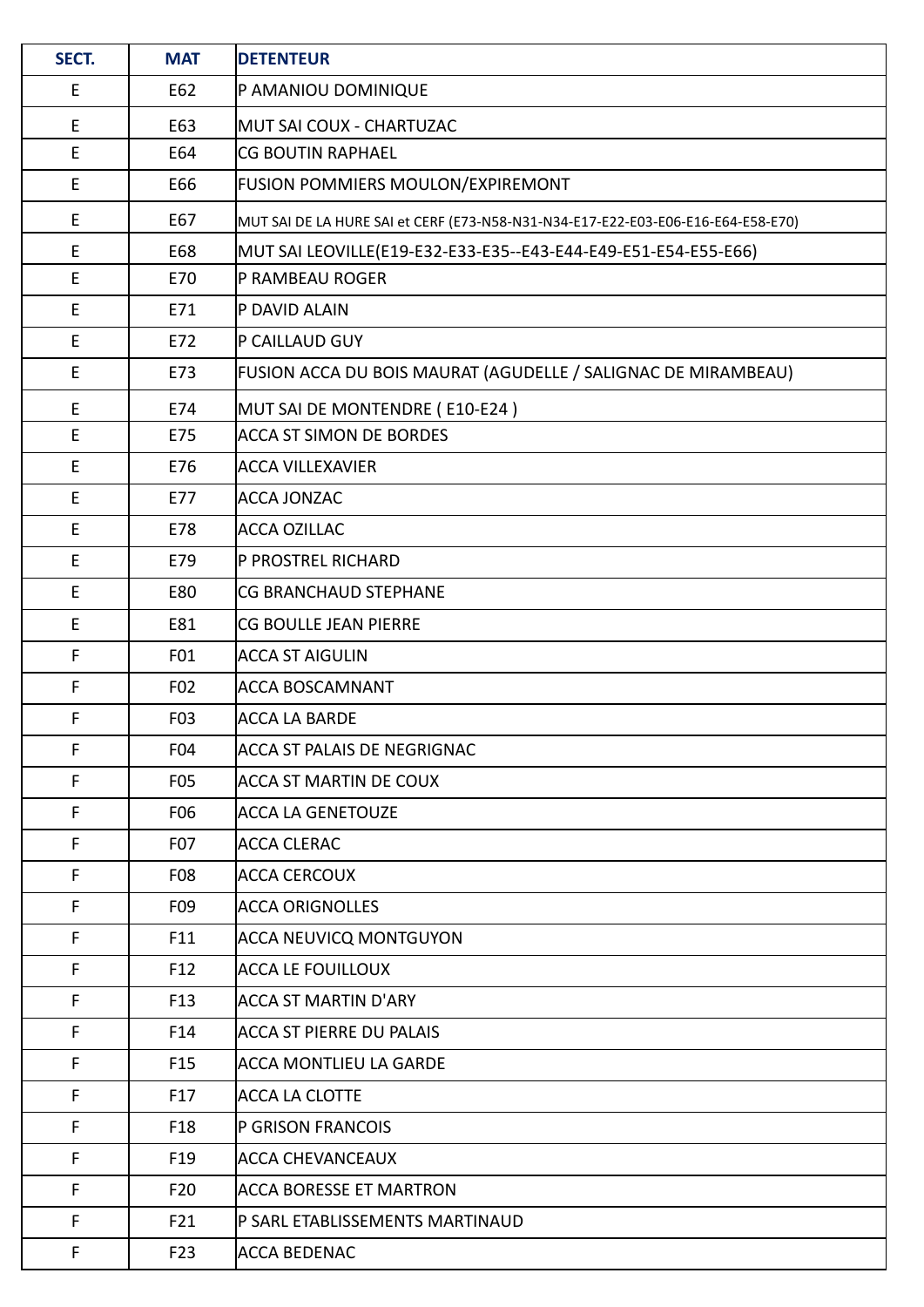| SECT. | MAT | DETENTEUR |
|---|---|---|
| E | E62 | P AMANIOU DOMINIQUE |
| E | E63 | MUT SAI COUX - CHARTUZAC |
| E | E64 | CG BOUTIN RAPHAEL |
| E | E66 | FUSION POMMIERS MOULON/EXPIREMONT |
| E | E67 | MUT SAI DE LA HURE SAI et CERF (E73-N58-N31-N34-E17-E22-E03-E06-E16-E64-E58-E70) |
| E | E68 | MUT SAI LEOVILLE(E19-E32-E33-E35--E43-E44-E49-E51-E54-E55-E66) |
| E | E70 | P RAMBEAU ROGER |
| E | E71 | P DAVID ALAIN |
| E | E72 | P CAILLAUD GUY |
| E | E73 | FUSION ACCA DU BOIS MAURAT (AGUDELLE / SALIGNAC DE MIRAMBEAU) |
| E | E74 | MUT SAI DE MONTENDRE ( E10-E24 ) |
| E | E75 | ACCA ST SIMON DE BORDES |
| E | E76 | ACCA VILLEXAVIER |
| E | E77 | ACCA JONZAC |
| E | E78 | ACCA OZILLAC |
| E | E79 | P PROSTREL RICHARD |
| E | E80 | CG BRANCHAUD STEPHANE |
| E | E81 | CG BOULLE JEAN PIERRE |
| F | F01 | ACCA ST AIGULIN |
| F | F02 | ACCA BOSCAMNANT |
| F | F03 | ACCA LA BARDE |
| F | F04 | ACCA ST PALAIS DE NEGRIGNAC |
| F | F05 | ACCA ST MARTIN DE COUX |
| F | F06 | ACCA LA GENETOUZE |
| F | F07 | ACCA CLERAC |
| F | F08 | ACCA CERCOUX |
| F | F09 | ACCA ORIGNOLLES |
| F | F11 | ACCA NEUVICQ MONTGUYON |
| F | F12 | ACCA LE FOUILLOUX |
| F | F13 | ACCA ST MARTIN D'ARY |
| F | F14 | ACCA ST PIERRE DU PALAIS |
| F | F15 | ACCA MONTLIEU LA GARDE |
| F | F17 | ACCA LA CLOTTE |
| F | F18 | P GRISON FRANCOIS |
| F | F19 | ACCA CHEVANCEAUX |
| F | F20 | ACCA BORESSE ET MARTRON |
| F | F21 | P SARL ETABLISSEMENTS MARTINAUD |
| F | F23 | ACCA BEDENAC |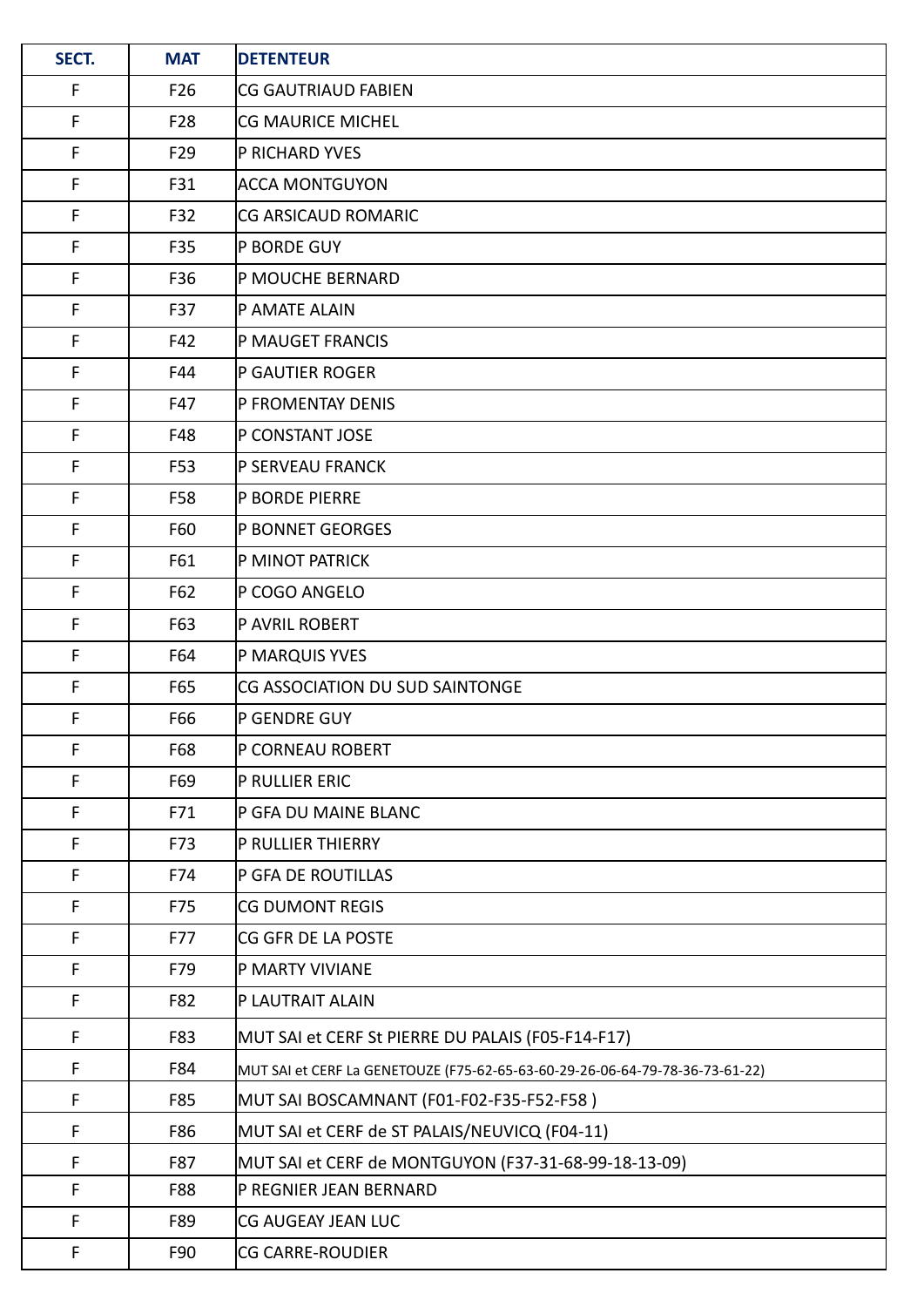| SECT. | MAT | DETENTEUR |
|---|---|---|
| F | F26 | CG GAUTRIAUD FABIEN |
| F | F28 | CG MAURICE MICHEL |
| F | F29 | P RICHARD YVES |
| F | F31 | ACCA MONTGUYON |
| F | F32 | CG ARSICAUD ROMARIC |
| F | F35 | P BORDE GUY |
| F | F36 | P MOUCHE BERNARD |
| F | F37 | P AMATE ALAIN |
| F | F42 | P MAUGET FRANCIS |
| F | F44 | P GAUTIER ROGER |
| F | F47 | P FROMENTAY DENIS |
| F | F48 | P CONSTANT JOSE |
| F | F53 | P SERVEAU FRANCK |
| F | F58 | P BORDE PIERRE |
| F | F60 | P BONNET GEORGES |
| F | F61 | P MINOT PATRICK |
| F | F62 | P COGO ANGELO |
| F | F63 | P AVRIL ROBERT |
| F | F64 | P MARQUIS YVES |
| F | F65 | CG ASSOCIATION DU SUD SAINTONGE |
| F | F66 | P GENDRE GUY |
| F | F68 | P CORNEAU ROBERT |
| F | F69 | P RULLIER ERIC |
| F | F71 | P GFA DU MAINE BLANC |
| F | F73 | P RULLIER THIERRY |
| F | F74 | P GFA DE ROUTILLAS |
| F | F75 | CG DUMONT REGIS |
| F | F77 | CG GFR DE LA POSTE |
| F | F79 | P MARTY VIVIANE |
| F | F82 | P LAUTRAIT ALAIN |
| F | F83 | MUT SAI et CERF St PIERRE DU PALAIS (F05-F14-F17) |
| F | F84 | MUT SAI et CERF La GENETOUZE (F75-62-65-63-60-29-26-06-64-79-78-36-73-61-22) |
| F | F85 | MUT SAI BOSCAMNANT (F01-F02-F35-F52-F58 ) |
| F | F86 | MUT SAI et CERF de ST PALAIS/NEUVICQ (F04-11) |
| F | F87 | MUT SAI et CERF de MONTGUYON (F37-31-68-99-18-13-09) |
| F | F88 | P REGNIER JEAN BERNARD |
| F | F89 | CG AUGEAY JEAN LUC |
| F | F90 | CG CARRE-ROUDIER |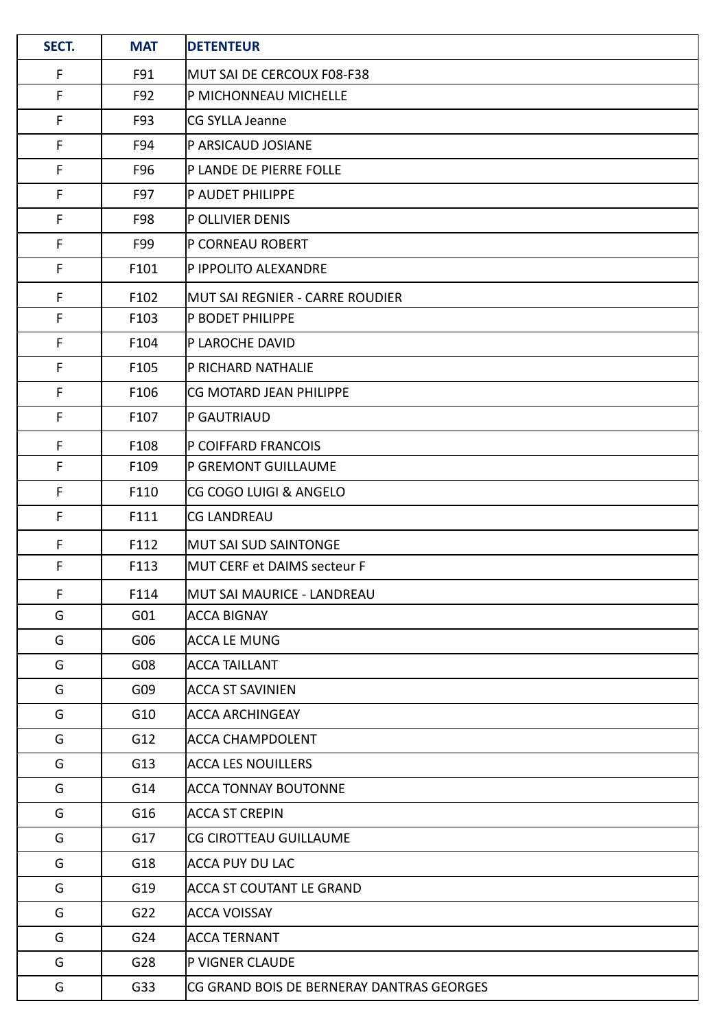| SECT. | MAT | DETENTEUR |
|---|---|---|
| F | F91 | MUT SAI DE CERCOUX F08-F38 |
| F | F92 | P MICHONNEAU MICHELLE |
| F | F93 | CG SYLLA Jeanne |
| F | F94 | P ARSICAUD JOSIANE |
| F | F96 | P LANDE DE PIERRE FOLLE |
| F | F97 | P AUDET PHILIPPE |
| F | F98 | P OLLIVIER DENIS |
| F | F99 | P CORNEAU ROBERT |
| F | F101 | P IPPOLITO ALEXANDRE |
| F | F102 | MUT SAI REGNIER - CARRE ROUDIER |
| F | F103 | P BODET PHILIPPE |
| F | F104 | P LAROCHE DAVID |
| F | F105 | P RICHARD NATHALIE |
| F | F106 | CG MOTARD JEAN PHILIPPE |
| F | F107 | P GAUTRIAUD |
| F | F108 | P COIFFARD FRANCOIS |
| F | F109 | P GREMONT GUILLAUME |
| F | F110 | CG COGO LUIGI & ANGELO |
| F | F111 | CG LANDREAU |
| F | F112 | MUT SAI SUD SAINTONGE |
| F | F113 | MUT CERF et DAIMS secteur F |
| F | F114 | MUT SAI MAURICE - LANDREAU |
| G | G01 | ACCA BIGNAY |
| G | G06 | ACCA LE MUNG |
| G | G08 | ACCA TAILLANT |
| G | G09 | ACCA ST SAVINIEN |
| G | G10 | ACCA ARCHINGEAY |
| G | G12 | ACCA CHAMPDOLENT |
| G | G13 | ACCA LES NOUILLERS |
| G | G14 | ACCA TONNAY BOUTONNE |
| G | G16 | ACCA ST CREPIN |
| G | G17 | CG CIROTTEAU GUILLAUME |
| G | G18 | ACCA PUY DU LAC |
| G | G19 | ACCA ST COUTANT LE GRAND |
| G | G22 | ACCA VOISSAY |
| G | G24 | ACCA TERNANT |
| G | G28 | P VIGNER CLAUDE |
| G | G33 | CG GRAND BOIS DE BERNERAY DANTRAS GEORGES |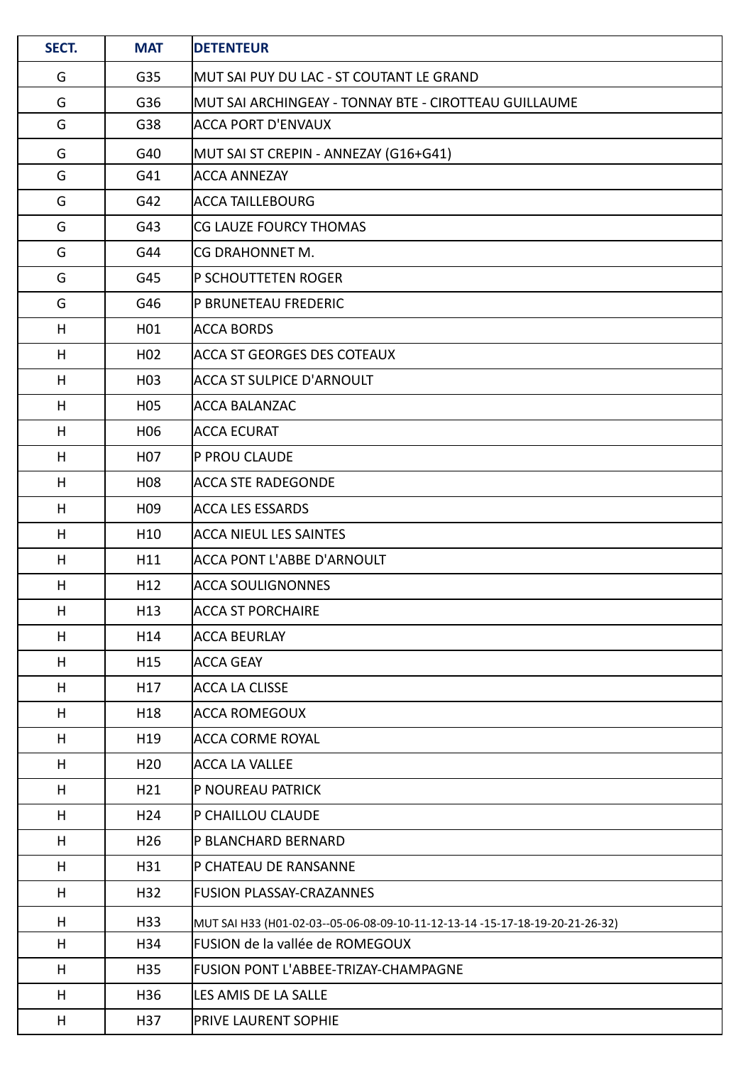| SECT. | MAT | DETENTEUR |
|---|---|---|
| G | G35 | MUT SAI PUY DU LAC - ST COUTANT LE GRAND |
| G | G36 | MUT SAI ARCHINGEAY - TONNAY BTE - CIROTTEAU GUILLAUME |
| G | G38 | ACCA PORT D'ENVAUX |
| G | G40 | MUT SAI ST CREPIN - ANNEZAY (G16+G41) |
| G | G41 | ACCA ANNEZAY |
| G | G42 | ACCA TAILLEBOURG |
| G | G43 | CG LAUZE FOURCY THOMAS |
| G | G44 | CG DRAHONNET M. |
| G | G45 | P SCHOUTTETEN ROGER |
| G | G46 | P BRUNETEAU FREDERIC |
| H | H01 | ACCA BORDS |
| H | H02 | ACCA ST GEORGES DES COTEAUX |
| H | H03 | ACCA ST SULPICE D'ARNOULT |
| H | H05 | ACCA BALANZAC |
| H | H06 | ACCA ECURAT |
| H | H07 | P PROU CLAUDE |
| H | H08 | ACCA STE RADEGONDE |
| H | H09 | ACCA LES ESSARDS |
| H | H10 | ACCA NIEUL LES SAINTES |
| H | H11 | ACCA PONT L'ABBE D'ARNOULT |
| H | H12 | ACCA SOULIGNONNES |
| H | H13 | ACCA ST PORCHAIRE |
| H | H14 | ACCA BEURLAY |
| H | H15 | ACCA GEAY |
| H | H17 | ACCA LA CLISSE |
| H | H18 | ACCA ROMEGOUX |
| H | H19 | ACCA CORME ROYAL |
| H | H20 | ACCA LA VALLEE |
| H | H21 | P NOUREAU PATRICK |
| H | H24 | P CHAILLOU CLAUDE |
| H | H26 | P BLANCHARD BERNARD |
| H | H31 | P CHATEAU DE RANSANNE |
| H | H32 | FUSION PLASSAY-CRAZANNES |
| H | H33 | MUT SAI H33 (H01-02-03--05-06-08-09-10-11-12-13-14 -15-17-18-19-20-21-26-32) |
| H | H34 | FUSION de la vallée de ROMEGOUX |
| H | H35 | FUSION PONT L'ABBEE-TRIZAY-CHAMPAGNE |
| H | H36 | LES AMIS DE LA SALLE |
| H | H37 | PRIVE LAURENT SOPHIE |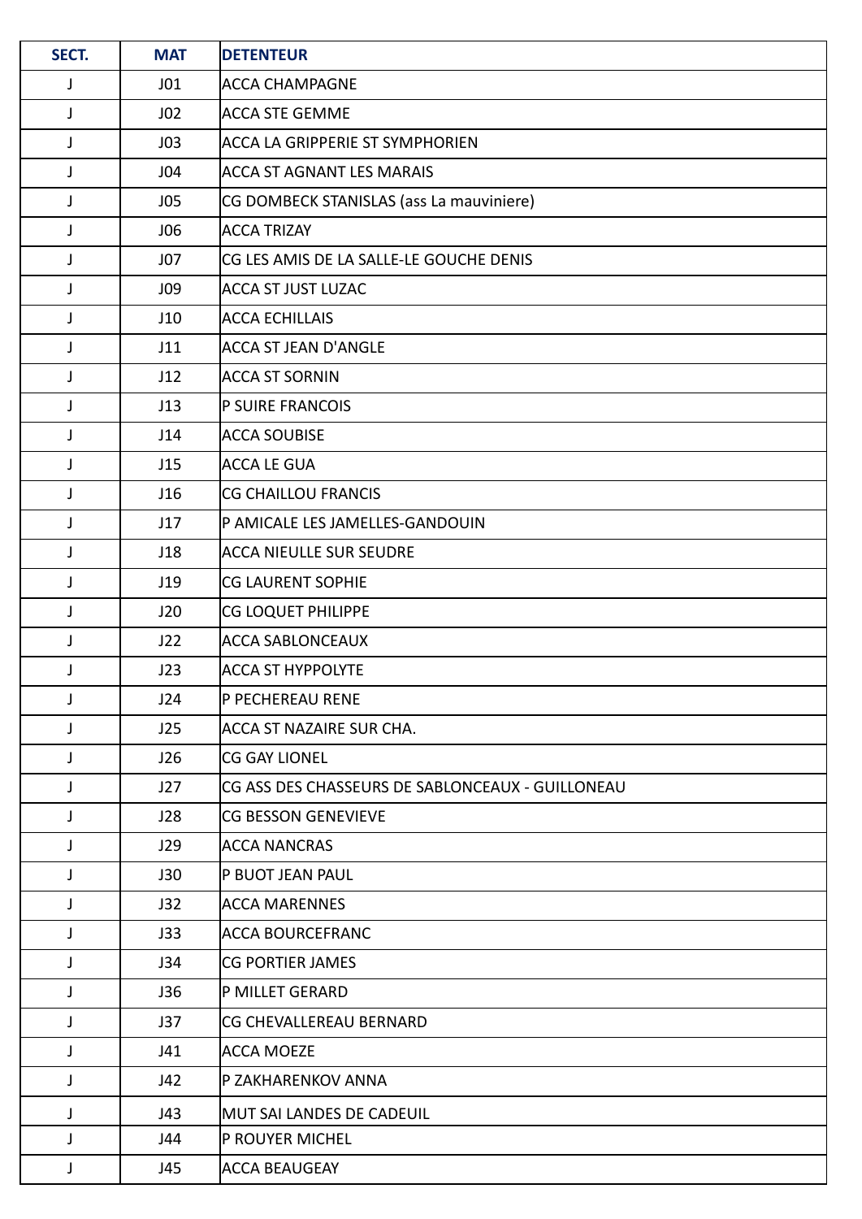| SECT. | MAT | DETENTEUR |
| --- | --- | --- |
| J | J01 | ACCA CHAMPAGNE |
| J | J02 | ACCA STE GEMME |
| J | J03 | ACCA LA GRIPPERIE ST SYMPHORIEN |
| J | J04 | ACCA ST AGNANT LES MARAIS |
| J | J05 | CG DOMBECK STANISLAS (ass La mauviniere) |
| J | J06 | ACCA TRIZAY |
| J | J07 | CG LES AMIS DE LA SALLE-LE GOUCHE DENIS |
| J | J09 | ACCA ST JUST LUZAC |
| J | J10 | ACCA ECHILLAIS |
| J | J11 | ACCA ST JEAN D'ANGLE |
| J | J12 | ACCA ST SORNIN |
| J | J13 | P SUIRE FRANCOIS |
| J | J14 | ACCA SOUBISE |
| J | J15 | ACCA LE GUA |
| J | J16 | CG CHAILLOU FRANCIS |
| J | J17 | P AMICALE LES JAMELLES-GANDOUIN |
| J | J18 | ACCA NIEULLE SUR SEUDRE |
| J | J19 | CG LAURENT SOPHIE |
| J | J20 | CG LOQUET PHILIPPE |
| J | J22 | ACCA SABLONCEAUX |
| J | J23 | ACCA ST HYPPOLYTE |
| J | J24 | P PECHEREAU RENE |
| J | J25 | ACCA ST NAZAIRE SUR CHA. |
| J | J26 | CG GAY LIONEL |
| J | J27 | CG ASS DES CHASSEURS DE SABLONCEAUX - GUILLONEAU |
| J | J28 | CG BESSON GENEVIEVE |
| J | J29 | ACCA NANCRAS |
| J | J30 | P BUOT JEAN PAUL |
| J | J32 | ACCA MARENNES |
| J | J33 | ACCA BOURCEFRANC |
| J | J34 | CG PORTIER JAMES |
| J | J36 | P MILLET GERARD |
| J | J37 | CG CHEVALLEREAU BERNARD |
| J | J41 | ACCA MOEZE |
| J | J42 | P ZAKHARENKOV ANNA |
| J | J43 | MUT SAI LANDES DE CADEUIL |
| J | J44 | P ROUYER MICHEL |
| J | J45 | ACCA BEAUGEAY |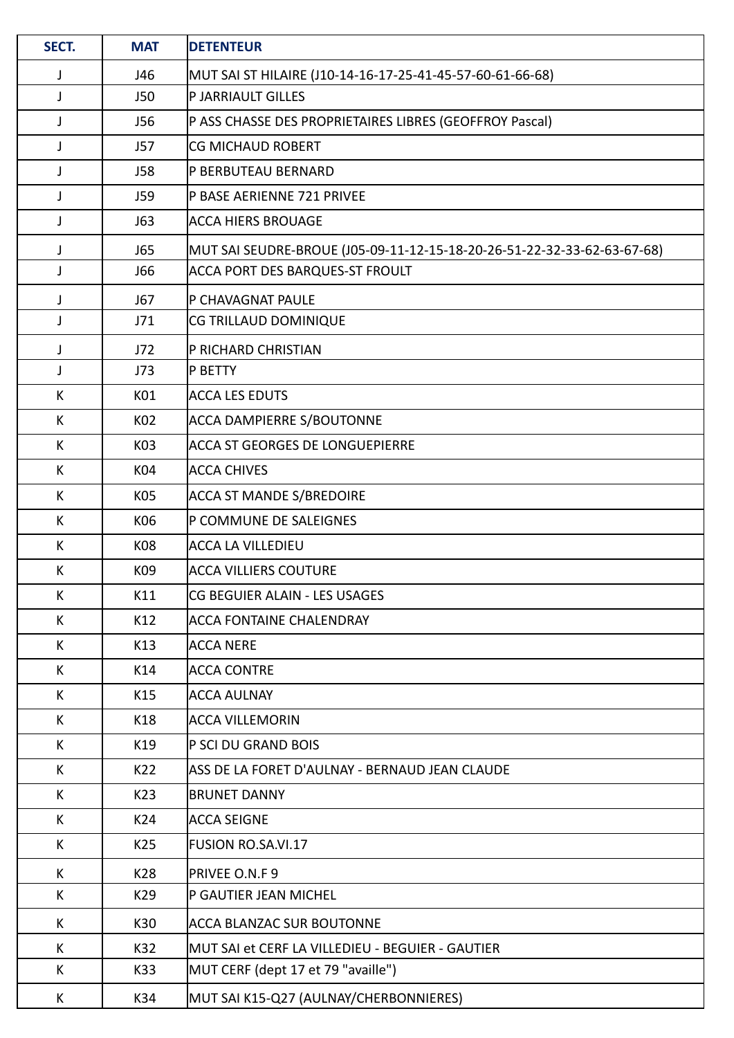| SECT. | MAT | DETENTEUR |
|---|---|---|
| J | J46 | MUT SAI ST HILAIRE (J10-14-16-17-25-41-45-57-60-61-66-68) |
| J | J50 | P JARRIAULT GILLES |
| J | J56 | P ASS CHASSE DES PROPRIETAIRES LIBRES (GEOFFROY Pascal) |
| J | J57 | CG MICHAUD ROBERT |
| J | J58 | P BERBUTEAU BERNARD |
| J | J59 | P BASE AERIENNE 721 PRIVEE |
| J | J63 | ACCA HIERS BROUAGE |
| J | J65 | MUT SAI SEUDRE-BROUE (J05-09-11-12-15-18-20-26-51-22-32-33-62-63-67-68) |
| J | J66 | ACCA PORT DES BARQUES-ST FROULT |
| J | J67 | P CHAVAGNAT PAULE |
| J | J71 | CG TRILLAUD DOMINIQUE |
| J | J72 | P RICHARD CHRISTIAN |
| J | J73 | P BETTY |
| K | K01 | ACCA LES EDUTS |
| K | K02 | ACCA DAMPIERRE S/BOUTONNE |
| K | K03 | ACCA ST GEORGES DE LONGUEPIERRE |
| K | K04 | ACCA CHIVES |
| K | K05 | ACCA ST MANDE S/BREDOIRE |
| K | K06 | P COMMUNE DE SALEIGNES |
| K | K08 | ACCA LA VILLEDIEU |
| K | K09 | ACCA VILLIERS COUTURE |
| K | K11 | CG BEGUIER ALAIN - LES USAGES |
| K | K12 | ACCA FONTAINE CHALENDRAY |
| K | K13 | ACCA NERE |
| K | K14 | ACCA CONTRE |
| K | K15 | ACCA AULNAY |
| K | K18 | ACCA VILLEMORIN |
| K | K19 | P SCI DU GRAND BOIS |
| K | K22 | ASS DE LA FORET D'AULNAY - BERNAUD JEAN CLAUDE |
| K | K23 | BRUNET DANNY |
| K | K24 | ACCA SEIGNE |
| K | K25 | FUSION RO.SA.VI.17 |
| K | K28 | PRIVEE O.N.F 9 |
| K | K29 | P GAUTIER JEAN MICHEL |
| K | K30 | ACCA BLANZAC SUR BOUTONNE |
| K | K32 | MUT SAI et CERF LA VILLEDIEU - BEGUIER - GAUTIER |
| K | K33 | MUT CERF (dept 17 et 79 "availle") |
| K | K34 | MUT SAI K15-Q27 (AULNAY/CHERBONNIERES) |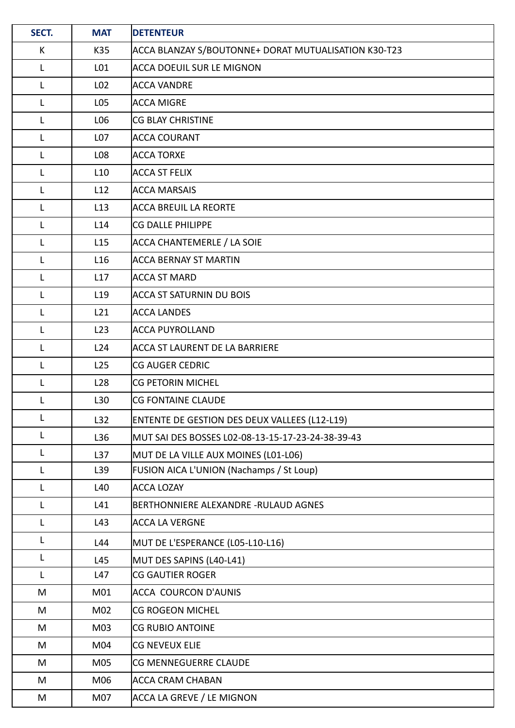| SECT. | MAT | DETENTEUR |
|---|---|---|
| K | K35 | ACCA BLANZAY S/BOUTONNE+ DORAT MUTUALISATION K30-T23 |
| L | L01 | ACCA DOEUIL SUR LE MIGNON |
| L | L02 | ACCA VANDRE |
| L | L05 | ACCA MIGRE |
| L | L06 | CG BLAY CHRISTINE |
| L | L07 | ACCA COURANT |
| L | L08 | ACCA TORXE |
| L | L10 | ACCA ST FELIX |
| L | L12 | ACCA MARSAIS |
| L | L13 | ACCA BREUIL LA REORTE |
| L | L14 | CG DALLE PHILIPPE |
| L | L15 | ACCA CHANTEMERLE / LA SOIE |
| L | L16 | ACCA BERNAY ST MARTIN |
| L | L17 | ACCA ST MARD |
| L | L19 | ACCA ST SATURNIN DU BOIS |
| L | L21 | ACCA LANDES |
| L | L23 | ACCA PUYROLLAND |
| L | L24 | ACCA ST LAURENT DE LA BARRIERE |
| L | L25 | CG AUGER CEDRIC |
| L | L28 | CG PETORIN MICHEL |
| L | L30 | CG FONTAINE CLAUDE |
| L | L32 | ENTENTE DE GESTION DES DEUX VALLEES (L12-L19) |
| L | L36 | MUT SAI DES BOSSES L02-08-13-15-17-23-24-38-39-43 |
| L | L37 | MUT DE LA VILLE AUX MOINES (L01-L06) |
| L | L39 | FUSION AICA L'UNION (Nachamps / St Loup) |
| L | L40 | ACCA LOZAY |
| L | L41 | BERTHONNIERE ALEXANDRE -RULAUD AGNES |
| L | L43 | ACCA LA VERGNE |
| L | L44 | MUT DE L'ESPERANCE (L05-L10-L16) |
| L | L45 | MUT DES SAPINS (L40-L41) |
| L | L47 | CG GAUTIER ROGER |
| M | M01 | ACCA  COURCON D'AUNIS |
| M | M02 | CG ROGEON MICHEL |
| M | M03 | CG RUBIO ANTOINE |
| M | M04 | CG NEVEUX ELIE |
| M | M05 | CG MENNEGUERRE CLAUDE |
| M | M06 | ACCA CRAM CHABAN |
| M | M07 | ACCA LA GREVE / LE MIGNON |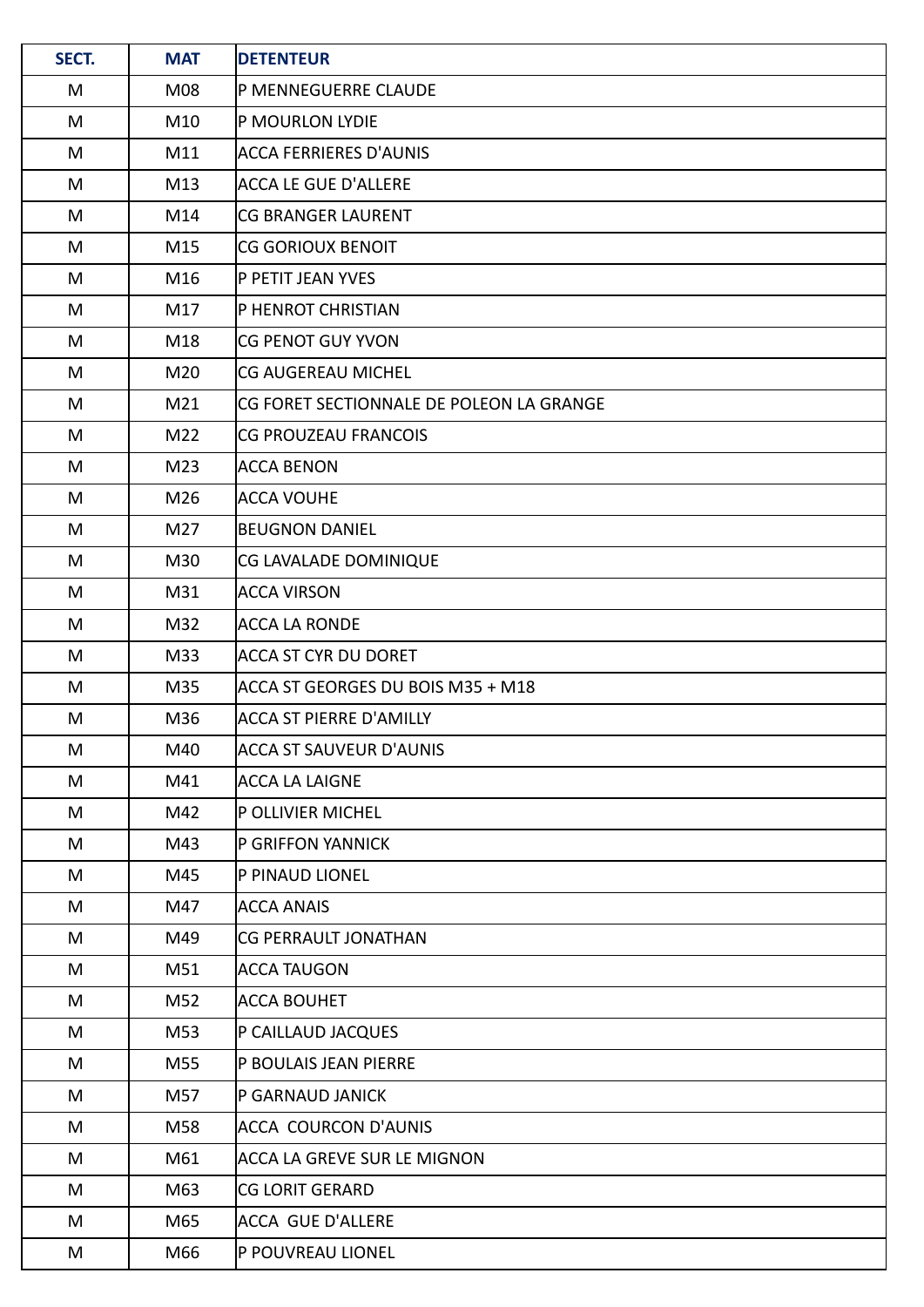| SECT. | MAT | DETENTEUR |
| --- | --- | --- |
| M | M08 | P MENNEGUERRE CLAUDE |
| M | M10 | P MOURLON LYDIE |
| M | M11 | ACCA FERRIERES D'AUNIS |
| M | M13 | ACCA LE GUE D'ALLERE |
| M | M14 | CG BRANGER LAURENT |
| M | M15 | CG GORIOUX BENOIT |
| M | M16 | P PETIT JEAN YVES |
| M | M17 | P HENROT CHRISTIAN |
| M | M18 | CG PENOT GUY YVON |
| M | M20 | CG AUGEREAU MICHEL |
| M | M21 | CG FORET SECTIONNALE DE POLEON LA GRANGE |
| M | M22 | CG PROUZEAU FRANCOIS |
| M | M23 | ACCA BENON |
| M | M26 | ACCA VOUHE |
| M | M27 | BEUGNON DANIEL |
| M | M30 | CG LAVALADE DOMINIQUE |
| M | M31 | ACCA VIRSON |
| M | M32 | ACCA LA RONDE |
| M | M33 | ACCA ST CYR DU DORET |
| M | M35 | ACCA ST GEORGES DU BOIS M35 + M18 |
| M | M36 | ACCA ST PIERRE D'AMILLY |
| M | M40 | ACCA ST SAUVEUR D'AUNIS |
| M | M41 | ACCA LA LAIGNE |
| M | M42 | P OLLIVIER MICHEL |
| M | M43 | P GRIFFON YANNICK |
| M | M45 | P PINAUD LIONEL |
| M | M47 | ACCA ANAIS |
| M | M49 | CG PERRAULT JONATHAN |
| M | M51 | ACCA TAUGON |
| M | M52 | ACCA BOUHET |
| M | M53 | P CAILLAUD JACQUES |
| M | M55 | P BOULAIS JEAN PIERRE |
| M | M57 | P GARNAUD JANICK |
| M | M58 | ACCA  COURCON D'AUNIS |
| M | M61 | ACCA LA GREVE SUR LE MIGNON |
| M | M63 | CG LORIT GERARD |
| M | M65 | ACCA  GUE D'ALLERE |
| M | M66 | P POUVREAU LIONEL |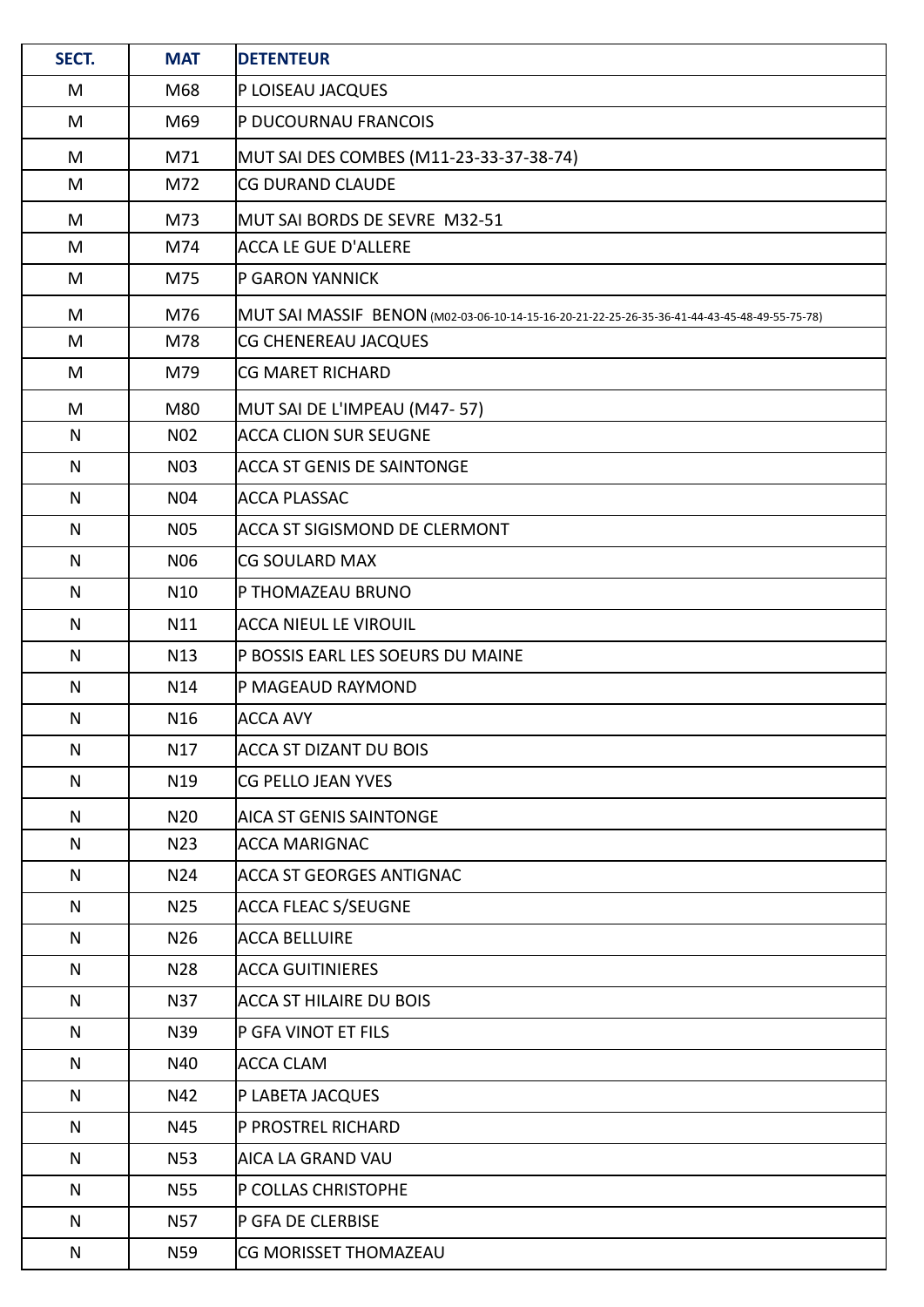| SECT. | MAT | DETENTEUR |
|---|---|---|
| M | M68 | P LOISEAU JACQUES |
| M | M69 | P DUCOURNAU FRANCOIS |
| M | M71 | MUT SAI DES COMBES (M11-23-33-37-38-74) |
| M | M72 | CG DURAND CLAUDE |
| M | M73 | MUT SAI BORDS DE SEVRE M32-51 |
| M | M74 | ACCA LE GUE D'ALLERE |
| M | M75 | P GARON YANNICK |
| M | M76 | MUT SAI MASSIF BENON (M02-03-06-10-14-15-16-20-21-22-25-26-35-36-41-44-43-45-48-49-55-75-78) |
| M | M78 | CG CHENEREAU JACQUES |
| M | M79 | CG MARET RICHARD |
| M | M80 | MUT SAI DE L'IMPEAU (M47- 57) |
| N | N02 | ACCA CLION SUR SEUGNE |
| N | N03 | ACCA ST GENIS DE SAINTONGE |
| N | N04 | ACCA PLASSAC |
| N | N05 | ACCA ST SIGISMOND DE CLERMONT |
| N | N06 | CG SOULARD MAX |
| N | N10 | P THOMAZEAU BRUNO |
| N | N11 | ACCA NIEUL LE VIROUIL |
| N | N13 | P BOSSIS EARL LES SOEURS DU MAINE |
| N | N14 | P MAGEAUD RAYMOND |
| N | N16 | ACCA AVY |
| N | N17 | ACCA ST DIZANT DU BOIS |
| N | N19 | CG PELLO JEAN YVES |
| N | N20 | AICA ST GENIS SAINTONGE |
| N | N23 | ACCA MARIGNAC |
| N | N24 | ACCA ST GEORGES ANTIGNAC |
| N | N25 | ACCA FLEAC S/SEUGNE |
| N | N26 | ACCA BELLUIRE |
| N | N28 | ACCA GUITINIERES |
| N | N37 | ACCA ST HILAIRE DU BOIS |
| N | N39 | P GFA VINOT ET FILS |
| N | N40 | ACCA CLAM |
| N | N42 | P LABETA JACQUES |
| N | N45 | P PROSTREL RICHARD |
| N | N53 | AICA LA GRAND VAU |
| N | N55 | P COLLAS CHRISTOPHE |
| N | N57 | P GFA DE CLERBISE |
| N | N59 | CG MORISSET THOMAZEAU |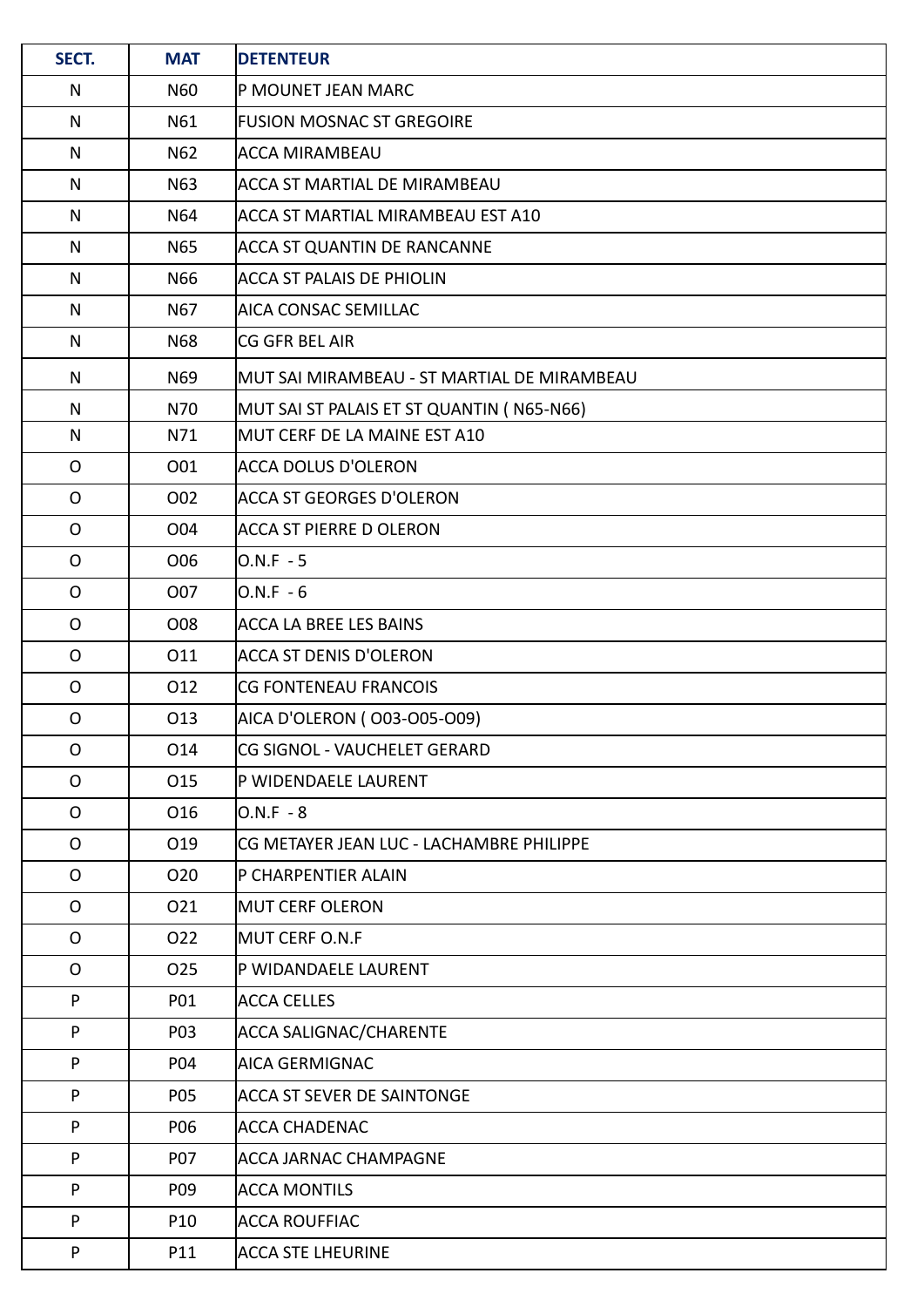| SECT. | MAT | DETENTEUR |
| --- | --- | --- |
| N | N60 | P MOUNET JEAN MARC |
| N | N61 | FUSION MOSNAC ST GREGOIRE |
| N | N62 | ACCA MIRAMBEAU |
| N | N63 | ACCA ST MARTIAL DE MIRAMBEAU |
| N | N64 | ACCA ST MARTIAL MIRAMBEAU EST A10 |
| N | N65 | ACCA ST QUANTIN DE RANCANNE |
| N | N66 | ACCA ST PALAIS DE PHIOLIN |
| N | N67 | AICA CONSAC SEMILLAC |
| N | N68 | CG GFR BEL AIR |
| N | N69 | MUT SAI MIRAMBEAU - ST MARTIAL DE MIRAMBEAU |
| N | N70 | MUT SAI ST PALAIS ET ST QUANTIN ( N65-N66) |
| N | N71 | MUT CERF DE LA MAINE EST A10 |
| O | O01 | ACCA DOLUS D'OLERON |
| O | O02 | ACCA ST GEORGES D'OLERON |
| O | O04 | ACCA ST PIERRE D OLERON |
| O | O06 | O.N.F - 5 |
| O | O07 | O.N.F - 6 |
| O | O08 | ACCA LA BREE LES BAINS |
| O | O11 | ACCA ST DENIS D'OLERON |
| O | O12 | CG FONTENEAU FRANCOIS |
| O | O13 | AICA D'OLERON ( O03-O05-O09) |
| O | O14 | CG SIGNOL - VAUCHELET GERARD |
| O | O15 | P WIDENDAELE LAURENT |
| O | O16 | O.N.F - 8 |
| O | O19 | CG METAYER JEAN LUC - LACHAMBRE PHILIPPE |
| O | O20 | P CHARPENTIER ALAIN |
| O | O21 | MUT CERF OLERON |
| O | O22 | MUT CERF O.N.F |
| O | O25 | P WIDANDAELE LAURENT |
| P | P01 | ACCA CELLES |
| P | P03 | ACCA SALIGNAC/CHARENTE |
| P | P04 | AICA GERMIGNAC |
| P | P05 | ACCA ST SEVER DE SAINTONGE |
| P | P06 | ACCA CHADENAC |
| P | P07 | ACCA JARNAC CHAMPAGNE |
| P | P09 | ACCA MONTILS |
| P | P10 | ACCA ROUFFIAC |
| P | P11 | ACCA STE LHEURINE |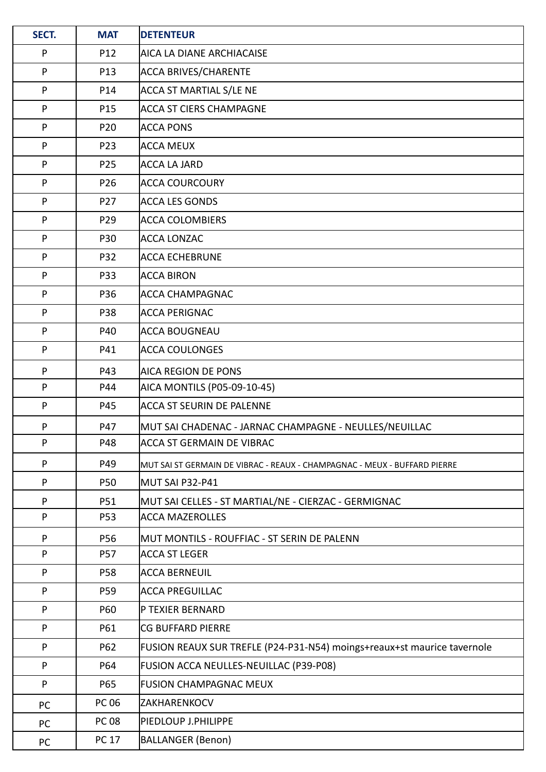| SECT. | MAT | DETENTEUR |
|---|---|---|
| P | P12 | AICA LA DIANE ARCHIACAISE |
| P | P13 | ACCA BRIVES/CHARENTE |
| P | P14 | ACCA ST MARTIAL S/LE NE |
| P | P15 | ACCA ST CIERS CHAMPAGNE |
| P | P20 | ACCA PONS |
| P | P23 | ACCA MEUX |
| P | P25 | ACCA LA JARD |
| P | P26 | ACCA COURCOURY |
| P | P27 | ACCA LES GONDS |
| P | P29 | ACCA COLOMBIERS |
| P | P30 | ACCA LONZAC |
| P | P32 | ACCA ECHEBRUNE |
| P | P33 | ACCA BIRON |
| P | P36 | ACCA CHAMPAGNAC |
| P | P38 | ACCA PERIGNAC |
| P | P40 | ACCA BOUGNEAU |
| P | P41 | ACCA COULONGES |
| P | P43 | AICA REGION DE PONS |
| P | P44 | AICA MONTILS (P05-09-10-45) |
| P | P45 | ACCA ST SEURIN DE PALENNE |
| P | P47 | MUT SAI CHADENAC - JARNAC CHAMPAGNE - NEULLES/NEUILLAC |
| P | P48 | ACCA ST GERMAIN DE VIBRAC |
| P | P49 | MUT SAI ST GERMAIN DE VIBRAC - REAUX - CHAMPAGNAC - MEUX - BUFFARD PIERRE |
| P | P50 | MUT SAI P32-P41 |
| P | P51 | MUT SAI CELLES - ST MARTIAL/NE - CIERZAC - GERMIGNAC |
| P | P53 | ACCA MAZEROLLES |
| P | P56 | MUT MONTILS - ROUFFIAC - ST SERIN DE PALENN |
| P | P57 | ACCA ST LEGER |
| P | P58 | ACCA BERNEUIL |
| P | P59 | ACCA PREGUILLAC |
| P | P60 | P TEXIER BERNARD |
| P | P61 | CG BUFFARD PIERRE |
| P | P62 | FUSION REAUX SUR TREFLE (P24-P31-N54) moings+reaux+st maurice tavernole |
| P | P64 | FUSION ACCA NEULLES-NEUILLAC (P39-P08) |
| P | P65 | FUSION CHAMPAGNAC MEUX |
| PC | PC 06 | ZAKHARENKOCV |
| PC | PC 08 | PIEDLOUP J.PHILIPPE |
| PC | PC 17 | BALLANGER (Benon) |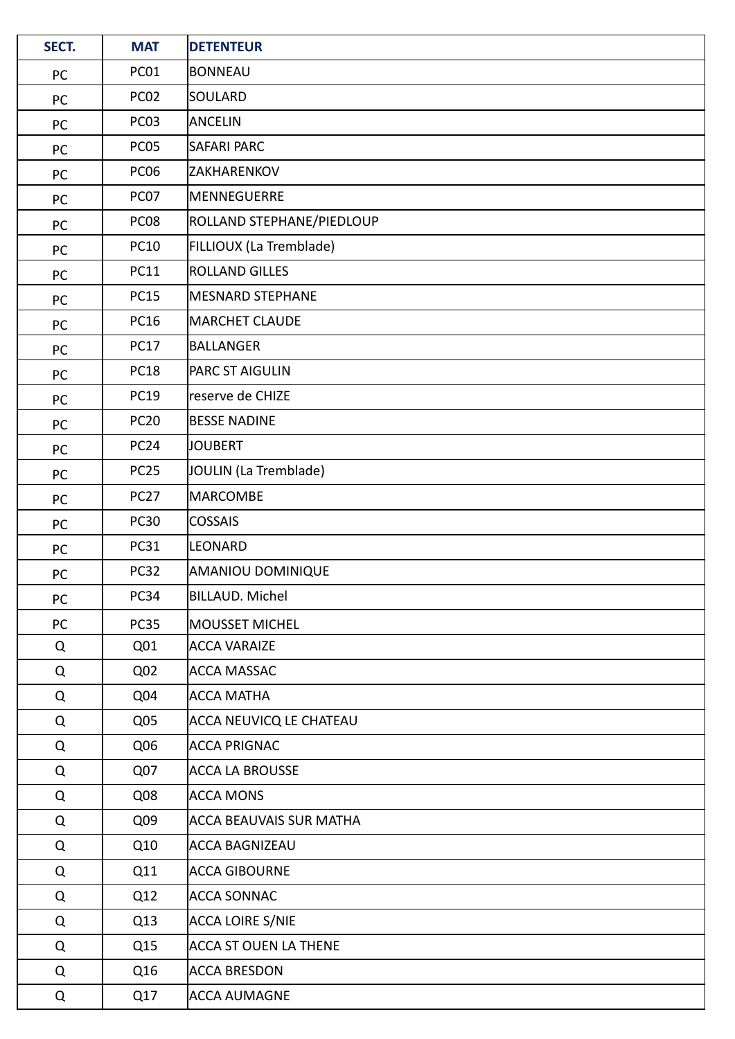| SECT. | MAT | DETENTEUR |
|---|---|---|
| PC | PC01 | BONNEAU |
| PC | PC02 | SOULARD |
| PC | PC03 | ANCELIN |
| PC | PC05 | SAFARI PARC |
| PC | PC06 | ZAKHARENKOV |
| PC | PC07 | MENNEGUERRE |
| PC | PC08 | ROLLAND STEPHANE/PIEDLOUP |
| PC | PC10 | FILLIOUX (La Tremblade) |
| PC | PC11 | ROLLAND GILLES |
| PC | PC15 | MESNARD STEPHANE |
| PC | PC16 | MARCHET CLAUDE |
| PC | PC17 | BALLANGER |
| PC | PC18 | PARC ST AIGULIN |
| PC | PC19 | reserve de CHIZE |
| PC | PC20 | BESSE NADINE |
| PC | PC24 | JOUBERT |
| PC | PC25 | JOULIN (La Tremblade) |
| PC | PC27 | MARCOMBE |
| PC | PC30 | COSSAIS |
| PC | PC31 | LEONARD |
| PC | PC32 | AMANIOU DOMINIQUE |
| PC | PC34 | BILLAUD. Michel |
| PC | PC35 | MOUSSET MICHEL |
| Q | Q01 | ACCA VARAIZE |
| Q | Q02 | ACCA MASSAC |
| Q | Q04 | ACCA MATHA |
| Q | Q05 | ACCA NEUVICQ LE CHATEAU |
| Q | Q06 | ACCA PRIGNAC |
| Q | Q07 | ACCA LA BROUSSE |
| Q | Q08 | ACCA MONS |
| Q | Q09 | ACCA BEAUVAIS SUR MATHA |
| Q | Q10 | ACCA BAGNIZEAU |
| Q | Q11 | ACCA GIBOURNE |
| Q | Q12 | ACCA SONNAC |
| Q | Q13 | ACCA LOIRE S/NIE |
| Q | Q15 | ACCA ST OUEN LA THENE |
| Q | Q16 | ACCA BRESDON |
| Q | Q17 | ACCA AUMAGNE |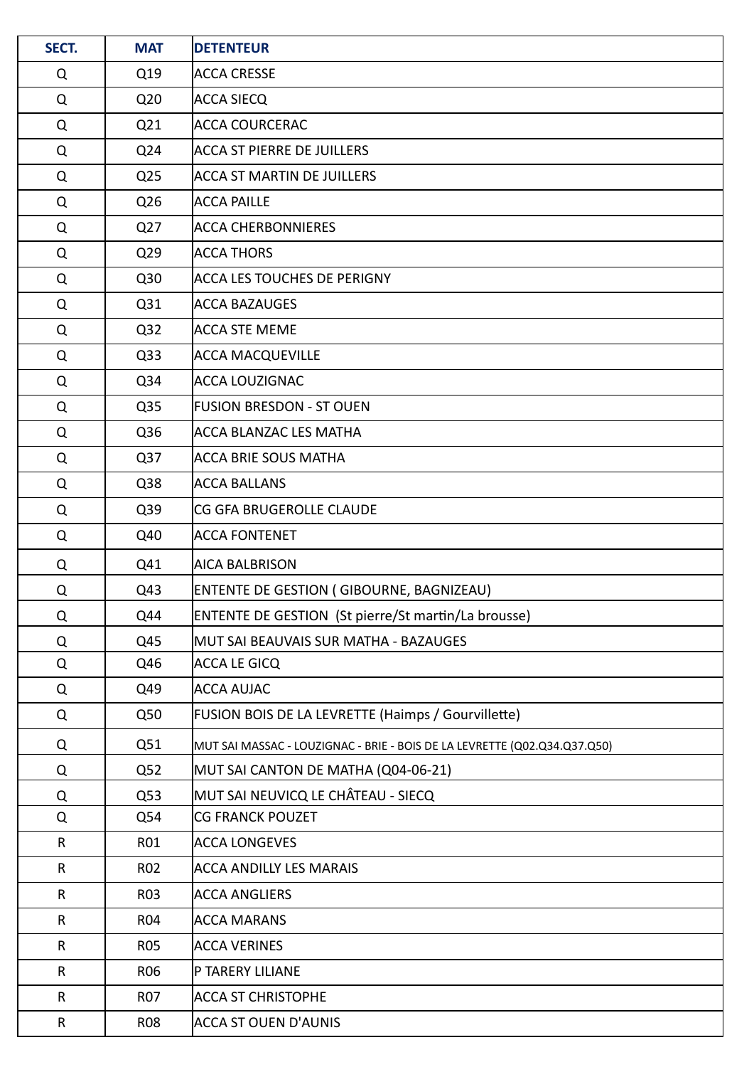| SECT. | MAT | DETENTEUR |
| --- | --- | --- |
| Q | Q19 | ACCA CRESSE |
| Q | Q20 | ACCA SIECQ |
| Q | Q21 | ACCA COURCERAC |
| Q | Q24 | ACCA ST PIERRE DE JUILLERS |
| Q | Q25 | ACCA ST MARTIN DE JUILLERS |
| Q | Q26 | ACCA PAILLE |
| Q | Q27 | ACCA CHERBONNIERES |
| Q | Q29 | ACCA THORS |
| Q | Q30 | ACCA LES TOUCHES DE PERIGNY |
| Q | Q31 | ACCA BAZAUGES |
| Q | Q32 | ACCA STE MEME |
| Q | Q33 | ACCA MACQUEVILLE |
| Q | Q34 | ACCA LOUZIGNAC |
| Q | Q35 | FUSION BRESDON - ST OUEN |
| Q | Q36 | ACCA BLANZAC LES MATHA |
| Q | Q37 | ACCA BRIE SOUS MATHA |
| Q | Q38 | ACCA BALLANS |
| Q | Q39 | CG GFA BRUGEROLLE CLAUDE |
| Q | Q40 | ACCA FONTENET |
| Q | Q41 | AICA BALBRISON |
| Q | Q43 | ENTENTE DE GESTION ( GIBOURNE, BAGNIZEAU) |
| Q | Q44 | ENTENTE DE GESTION (St pierre/St martin/La brousse) |
| Q | Q45 | MUT SAI BEAUVAIS SUR MATHA - BAZAUGES |
| Q | Q46 | ACCA LE GICQ |
| Q | Q49 | ACCA AUJAC |
| Q | Q50 | FUSION BOIS DE LA LEVRETTE (Haimps / Gourvillette) |
| Q | Q51 | MUT SAI MASSAC - LOUZIGNAC - BRIE - BOIS DE LA LEVRETTE (Q02.Q34.Q37.Q50) |
| Q | Q52 | MUT SAI CANTON DE MATHA (Q04-06-21) |
| Q | Q53 | MUT SAI NEUVICQ LE CHÂTEAU - SIECQ |
| Q | Q54 | CG FRANCK POUZET |
| R | R01 | ACCA LONGEVES |
| R | R02 | ACCA ANDILLY LES MARAIS |
| R | R03 | ACCA ANGLIERS |
| R | R04 | ACCA MARANS |
| R | R05 | ACCA VERINES |
| R | R06 | P TARERY LILIANE |
| R | R07 | ACCA ST CHRISTOPHE |
| R | R08 | ACCA ST OUEN D'AUNIS |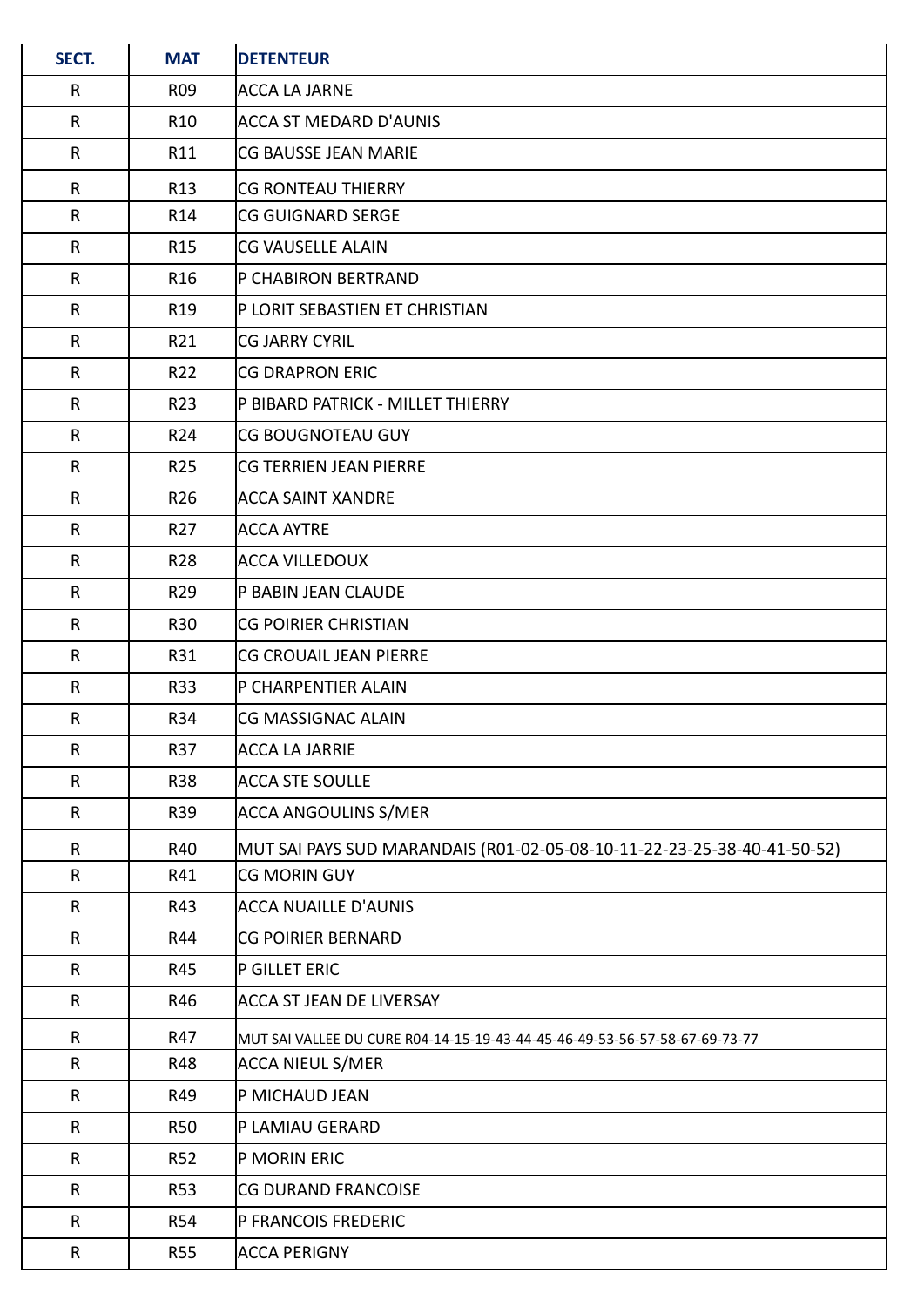| SECT. | MAT | DETENTEUR |
| --- | --- | --- |
| R | R09 | ACCA LA JARNE |
| R | R10 | ACCA ST MEDARD D'AUNIS |
| R | R11 | CG BAUSSE JEAN MARIE |
| R | R13 | CG RONTEAU THIERRY |
| R | R14 | CG GUIGNARD SERGE |
| R | R15 | CG VAUSELLE ALAIN |
| R | R16 | P CHABIRON BERTRAND |
| R | R19 | P LORIT SEBASTIEN ET CHRISTIAN |
| R | R21 | CG JARRY CYRIL |
| R | R22 | CG DRAPRON ERIC |
| R | R23 | P BIBARD PATRICK - MILLET THIERRY |
| R | R24 | CG BOUGNOTEAU GUY |
| R | R25 | CG TERRIEN JEAN PIERRE |
| R | R26 | ACCA SAINT XANDRE |
| R | R27 | ACCA AYTRE |
| R | R28 | ACCA VILLEDOUX |
| R | R29 | P BABIN JEAN CLAUDE |
| R | R30 | CG POIRIER CHRISTIAN |
| R | R31 | CG CROUAIL JEAN PIERRE |
| R | R33 | P CHARPENTIER ALAIN |
| R | R34 | CG MASSIGNAC ALAIN |
| R | R37 | ACCA LA JARRIE |
| R | R38 | ACCA STE SOULLE |
| R | R39 | ACCA ANGOULINS S/MER |
| R | R40 | MUT SAI PAYS SUD MARANDAIS (R01-02-05-08-10-11-22-23-25-38-40-41-50-52) |
| R | R41 | CG MORIN GUY |
| R | R43 | ACCA NUAILLE D'AUNIS |
| R | R44 | CG POIRIER BERNARD |
| R | R45 | P GILLET ERIC |
| R | R46 | ACCA ST JEAN DE LIVERSAY |
| R | R47 | MUT SAI VALLEE DU CURE R04-14-15-19-43-44-45-46-49-53-56-57-58-67-69-73-77 |
| R | R48 | ACCA NIEUL S/MER |
| R | R49 | P MICHAUD JEAN |
| R | R50 | P LAMIAU GERARD |
| R | R52 | P MORIN ERIC |
| R | R53 | CG DURAND FRANCOISE |
| R | R54 | P FRANCOIS FREDERIC |
| R | R55 | ACCA PERIGNY |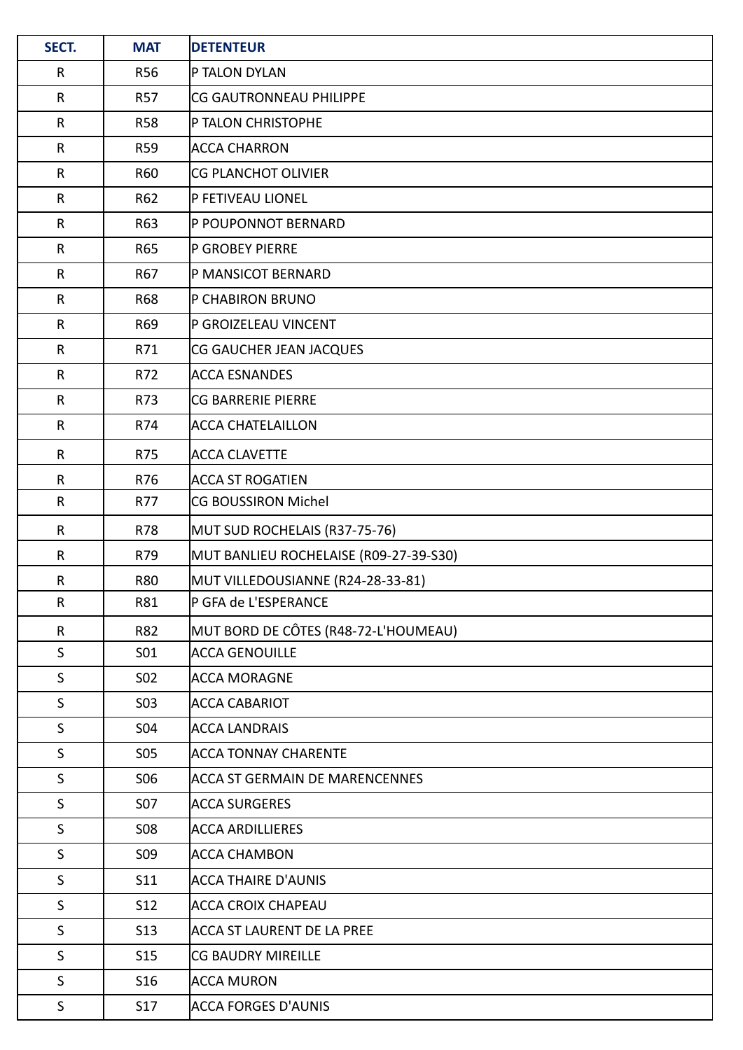| SECT. | MAT | DETENTEUR |
| --- | --- | --- |
| R | R56 | P TALON DYLAN |
| R | R57 | CG GAUTRONNEAU PHILIPPE |
| R | R58 | P TALON CHRISTOPHE |
| R | R59 | ACCA CHARRON |
| R | R60 | CG PLANCHOT OLIVIER |
| R | R62 | P FETIVEAU LIONEL |
| R | R63 | P POUPONNOT BERNARD |
| R | R65 | P GROBEY PIERRE |
| R | R67 | P MANSICOT BERNARD |
| R | R68 | P CHABIRON BRUNO |
| R | R69 | P GROIZELEAU VINCENT |
| R | R71 | CG GAUCHER JEAN JACQUES |
| R | R72 | ACCA ESNANDES |
| R | R73 | CG BARRERIE PIERRE |
| R | R74 | ACCA CHATELAILLON |
| R | R75 | ACCA CLAVETTE |
| R | R76 | ACCA ST ROGATIEN |
| R | R77 | CG BOUSSIRON Michel |
| R | R78 | MUT SUD ROCHELAIS (R37-75-76) |
| R | R79 | MUT BANLIEU ROCHELAISE (R09-27-39-S30) |
| R | R80 | MUT VILLEDOUSIANNE (R24-28-33-81) |
| R | R81 | P GFA de L'ESPERANCE |
| R | R82 | MUT BORD DE CÔTES (R48-72-L'HOUMEAU) |
| S | S01 | ACCA GENOUILLE |
| S | S02 | ACCA MORAGNE |
| S | S03 | ACCA CABARIOT |
| S | S04 | ACCA LANDRAIS |
| S | S05 | ACCA TONNAY CHARENTE |
| S | S06 | ACCA ST GERMAIN DE MARENCENNES |
| S | S07 | ACCA SURGERES |
| S | S08 | ACCA ARDILLIERES |
| S | S09 | ACCA CHAMBON |
| S | S11 | ACCA THAIRE D'AUNIS |
| S | S12 | ACCA CROIX CHAPEAU |
| S | S13 | ACCA ST LAURENT DE LA PREE |
| S | S15 | CG BAUDRY MIREILLE |
| S | S16 | ACCA MURON |
| S | S17 | ACCA FORGES D'AUNIS |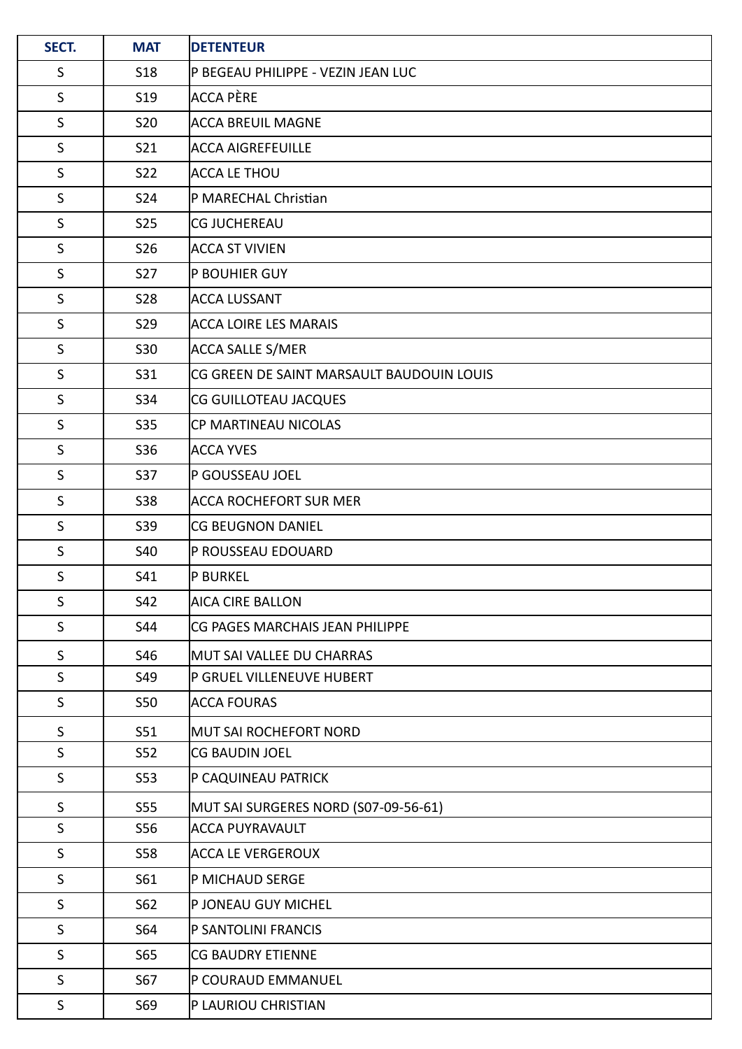| SECT. | MAT | DETENTEUR |
|---|---|---|
| S | S18 | P BEGEAU PHILIPPE - VEZIN JEAN LUC |
| S | S19 | ACCA PÈRE |
| S | S20 | ACCA BREUIL MAGNE |
| S | S21 | ACCA AIGREFEUILLE |
| S | S22 | ACCA LE THOU |
| S | S24 | P MARECHAL Christian |
| S | S25 | CG JUCHEREAU |
| S | S26 | ACCA ST VIVIEN |
| S | S27 | P BOUHIER GUY |
| S | S28 | ACCA LUSSANT |
| S | S29 | ACCA LOIRE LES MARAIS |
| S | S30 | ACCA SALLE S/MER |
| S | S31 | CG GREEN DE SAINT MARSAULT BAUDOUIN LOUIS |
| S | S34 | CG GUILLOTEAU JACQUES |
| S | S35 | CP MARTINEAU NICOLAS |
| S | S36 | ACCA YVES |
| S | S37 | P GOUSSEAU JOEL |
| S | S38 | ACCA ROCHEFORT SUR MER |
| S | S39 | CG BEUGNON DANIEL |
| S | S40 | P ROUSSEAU EDOUARD |
| S | S41 | P BURKEL |
| S | S42 | AICA CIRE BALLON |
| S | S44 | CG PAGES MARCHAIS JEAN PHILIPPE |
| S | S46 | MUT SAI VALLEE DU CHARRAS |
| S | S49 | P GRUEL VILLENEUVE HUBERT |
| S | S50 | ACCA FOURAS |
| S | S51 | MUT SAI ROCHEFORT NORD |
| S | S52 | CG BAUDIN JOEL |
| S | S53 | P CAQUINEAU PATRICK |
| S | S55 | MUT SAI SURGERES NORD (S07-09-56-61) |
| S | S56 | ACCA PUYRAVAULT |
| S | S58 | ACCA LE VERGEROUX |
| S | S61 | P MICHAUD SERGE |
| S | S62 | P JONEAU GUY MICHEL |
| S | S64 | P SANTOLINI FRANCIS |
| S | S65 | CG BAUDRY ETIENNE |
| S | S67 | P COURAUD EMMANUEL |
| S | S69 | P LAURIOU CHRISTIAN |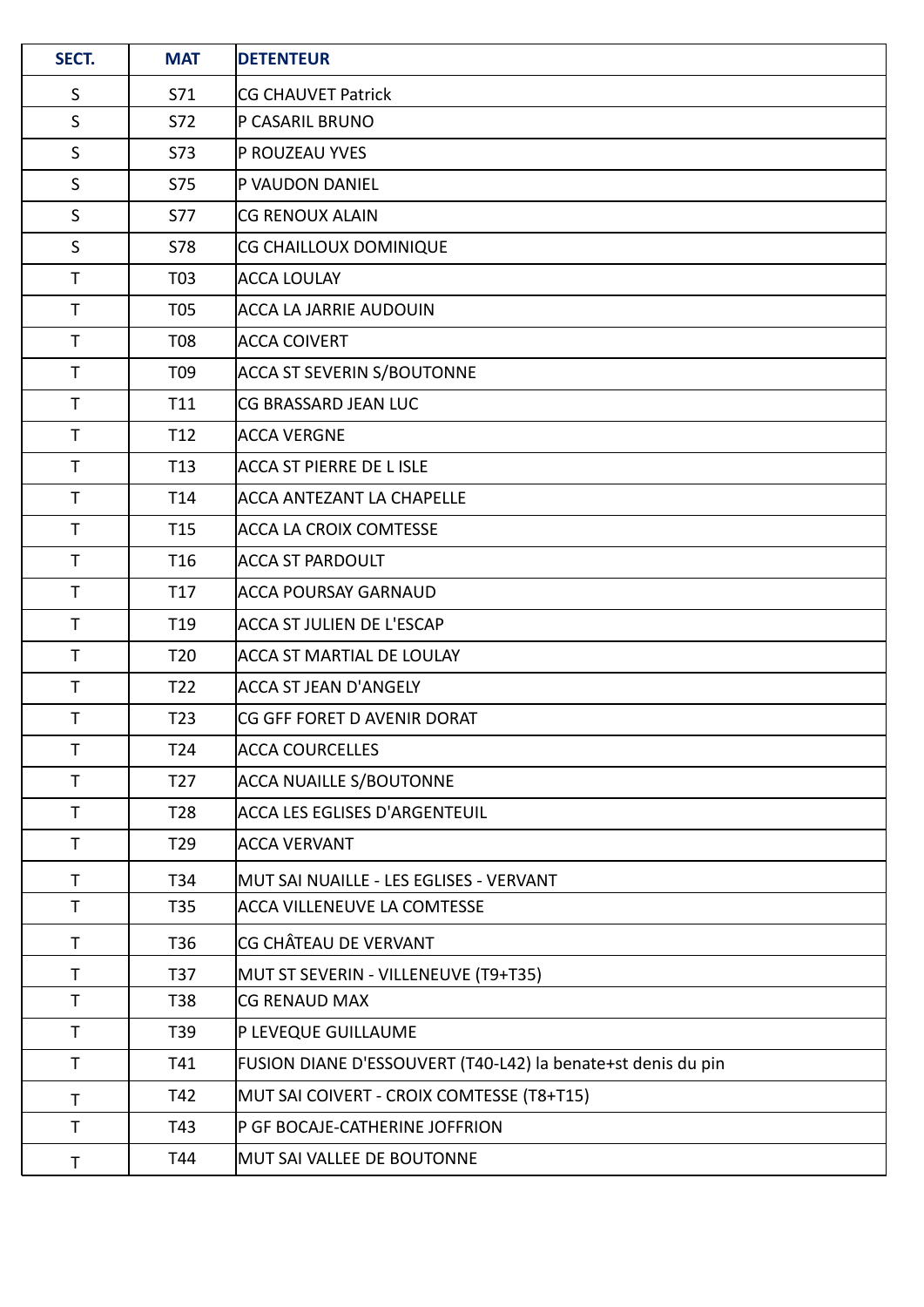| SECT. | MAT | DETENTEUR |
| --- | --- | --- |
| S | S71 | CG CHAUVET Patrick |
| S | S72 | P CASARIL BRUNO |
| S | S73 | P ROUZEAU YVES |
| S | S75 | P VAUDON DANIEL |
| S | S77 | CG RENOUX ALAIN |
| S | S78 | CG CHAILLOUX DOMINIQUE |
| T | T03 | ACCA LOULAY |
| T | T05 | ACCA LA JARRIE AUDOUIN |
| T | T08 | ACCA COIVERT |
| T | T09 | ACCA ST SEVERIN S/BOUTONNE |
| T | T11 | CG BRASSARD JEAN LUC |
| T | T12 | ACCA VERGNE |
| T | T13 | ACCA ST PIERRE DE L ISLE |
| T | T14 | ACCA ANTEZANT LA CHAPELLE |
| T | T15 | ACCA LA CROIX COMTESSE |
| T | T16 | ACCA ST PARDOULT |
| T | T17 | ACCA POURSAY GARNAUD |
| T | T19 | ACCA ST JULIEN DE L'ESCAP |
| T | T20 | ACCA ST MARTIAL DE LOULAY |
| T | T22 | ACCA ST JEAN D'ANGELY |
| T | T23 | CG GFF FORET D AVENIR DORAT |
| T | T24 | ACCA COURCELLES |
| T | T27 | ACCA NUAILLE S/BOUTONNE |
| T | T28 | ACCA LES EGLISES D'ARGENTEUIL |
| T | T29 | ACCA VERVANT |
| T | T34 | MUT SAI NUAILLE - LES EGLISES - VERVANT |
| T | T35 | ACCA VILLENEUVE LA COMTESSE |
| T | T36 | CG CHÂTEAU DE VERVANT |
| T | T37 | MUT ST SEVERIN - VILLENEUVE (T9+T35) |
| T | T38 | CG RENAUD MAX |
| T | T39 | P LEVEQUE GUILLAUME |
| T | T41 | FUSION DIANE D'ESSOUVERT (T40-L42) la benate+st denis du pin |
| T | T42 | MUT SAI COIVERT - CROIX COMTESSE (T8+T15) |
| T | T43 | P GF BOCAJE-CATHERINE JOFFRION |
| T | T44 | MUT SAI VALLEE DE BOUTONNE |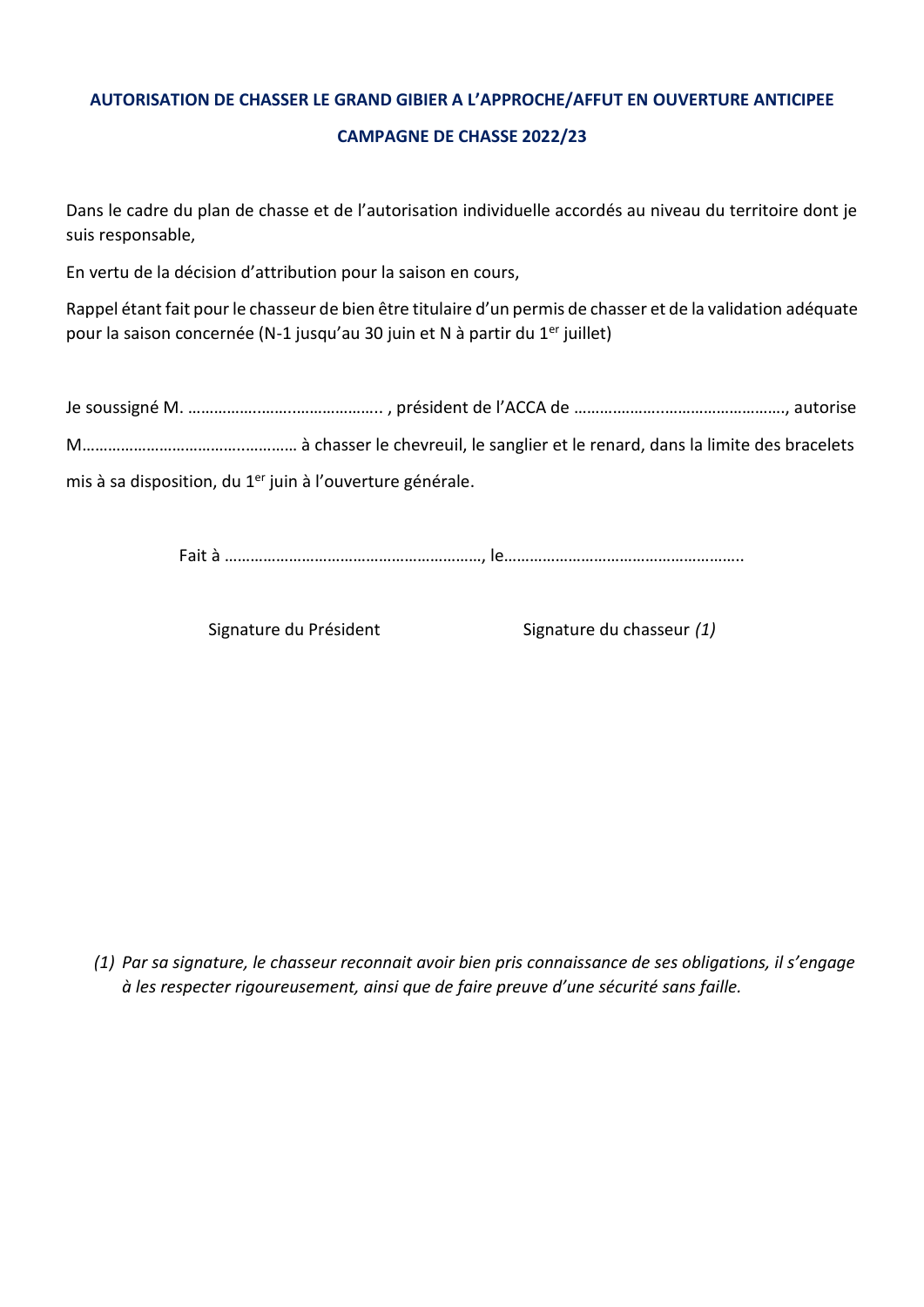**AUTORISATION DE CHASSER LE GRAND GIBIER A L'APPROCHE/AFFUT EN OUVERTURE ANTICIPEE**

**CAMPAGNE DE CHASSE 2022/23**

Dans le cadre du plan de chasse et de l'autorisation individuelle accordés au niveau du territoire dont je suis responsable,

En vertu de la décision d'attribution pour la saison en cours,

Rappel étant fait pour le chasseur de bien être titulaire d'un permis de chasser et de la validation adéquate pour la saison concernée (N-1 jusqu'au 30 juin et N à partir du 1er juillet)

Je soussigné M. ……………..…..…………………. , président de l'ACCA de ……………….……………………….., autorise M……………………………….………… à chasser le chevreuil, le sanglier et le renard, dans la limite des bracelets mis à sa disposition, du 1er juin à l'ouverture générale.

Fait à ……………………………………………………, le………………………………………………..

Signature du Président          Signature du chasseur *(1)*

*(1) Par sa signature, le chasseur reconnait avoir bien pris connaissance de ses obligations, il s'engage à les respecter rigoureusement, ainsi que de faire preuve d'une sécurité sans faille.*